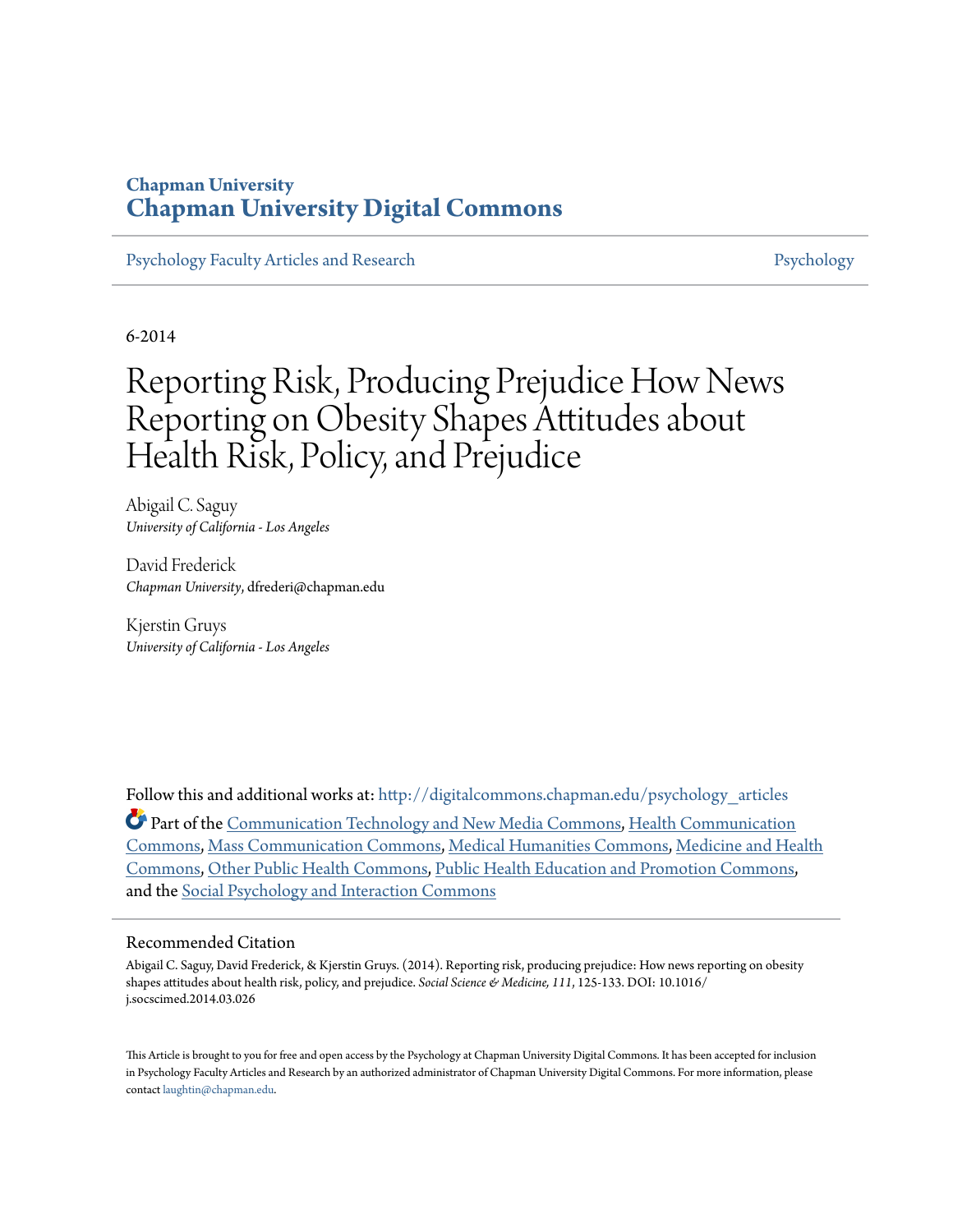**Chapman University**
**Chapman University Digital Commons**

Psychology Faculty Articles and Research | Psychology

6-2014

# Reporting Risk, Producing Prejudice How News Reporting on Obesity Shapes Attitudes about Health Risk, Policy, and Prejudice

Abigail C. Saguy
*University of California - Los Angeles*

David Frederick
*Chapman University*, dfrederi@chapman.edu

Kjerstin Gruys
*University of California - Los Angeles*

Follow this and additional works at: http://digitalcommons.chapman.edu/psychology_articles

Part of the Communication Technology and New Media Commons, Health Communication Commons, Mass Communication Commons, Medical Humanities Commons, Medicine and Health Commons, Other Public Health Commons, Public Health Education and Promotion Commons, and the Social Psychology and Interaction Commons

## Recommended Citation

Abigail C. Saguy, David Frederick, & Kjerstin Gruys. (2014). Reporting risk, producing prejudice: How news reporting on obesity shapes attitudes about health risk, policy, and prejudice. *Social Science & Medicine, 111*, 125-133. DOI: 10.1016/j.socscimed.2014.03.026

This Article is brought to you for free and open access by the Psychology at Chapman University Digital Commons. It has been accepted for inclusion in Psychology Faculty Articles and Research by an authorized administrator of Chapman University Digital Commons. For more information, please contact laughtin@chapman.edu.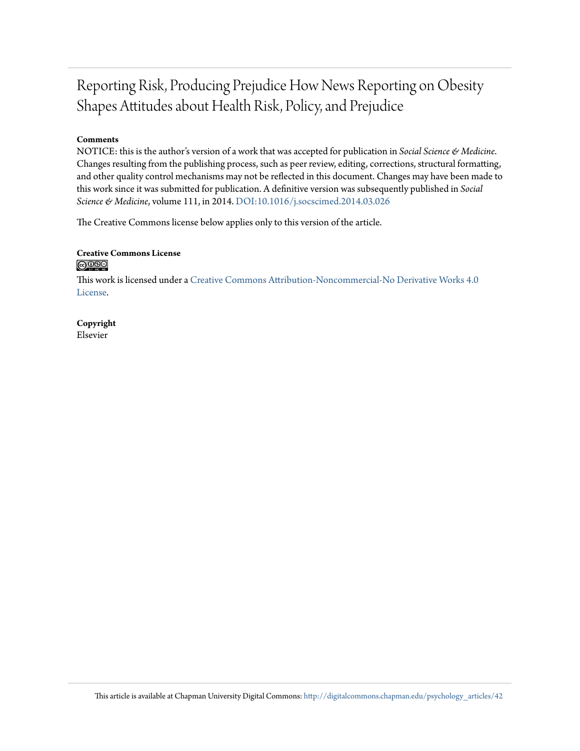# Reporting Risk, Producing Prejudice How News Reporting on Obesity Shapes Attitudes about Health Risk, Policy, and Prejudice

**Comments**

NOTICE: this is the author's version of a work that was accepted for publication in *Social Science & Medicine*. Changes resulting from the publishing process, such as peer review, editing, corrections, structural formatting, and other quality control mechanisms may not be reflected in this document. Changes may have been made to this work since it was submitted for publication. A definitive version was subsequently published in *Social Science & Medicine*, volume 111, in 2014. DOI:10.1016/j.socscimed.2014.03.026

The Creative Commons license below applies only to this version of the article.

**Creative Commons License**

This work is licensed under a Creative Commons Attribution-Noncommercial-No Derivative Works 4.0 License.

**Copyright**

Elsevier

This article is available at Chapman University Digital Commons: http://digitalcommons.chapman.edu/psychology_articles/42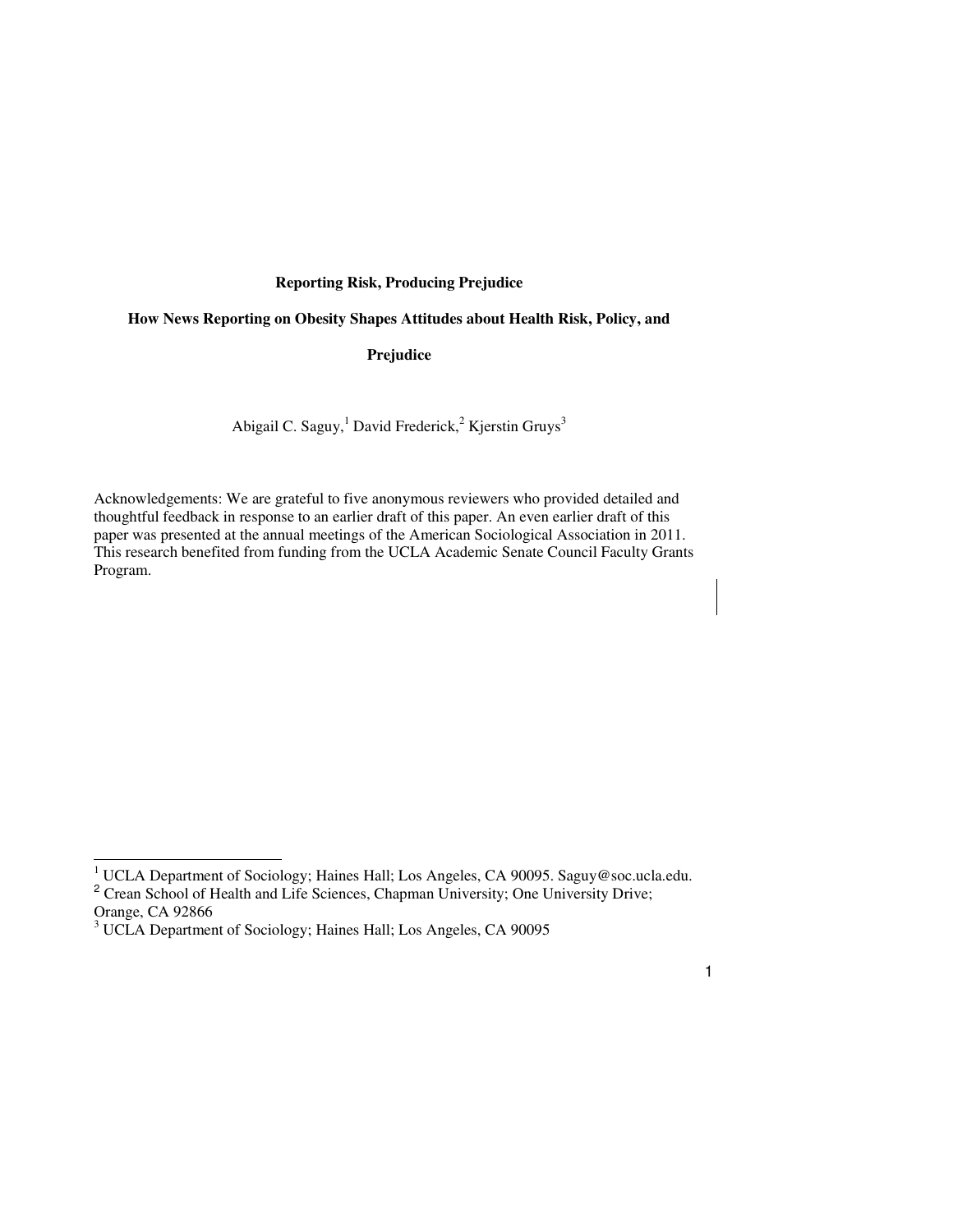**Reporting Risk, Producing Prejudice**

**How News Reporting on Obesity Shapes Attitudes about Health Risk, Policy, and Prejudice**

Abigail C. Saguy,[1] David Frederick,[2] Kjerstin Gruys[3]

Acknowledgements: We are grateful to five anonymous reviewers who provided detailed and thoughtful feedback in response to an earlier draft of this paper. An even earlier draft of this paper was presented at the annual meetings of the American Sociological Association in 2011. This research benefited from funding from the UCLA Academic Senate Council Faculty Grants Program.

---

[1] UCLA Department of Sociology; Haines Hall; Los Angeles, CA 90095. Saguy@soc.ucla.edu.

[2] Crean School of Health and Life Sciences, Chapman University; One University Drive; Orange, CA 92866

[3] UCLA Department of Sociology; Haines Hall; Los Angeles, CA 90095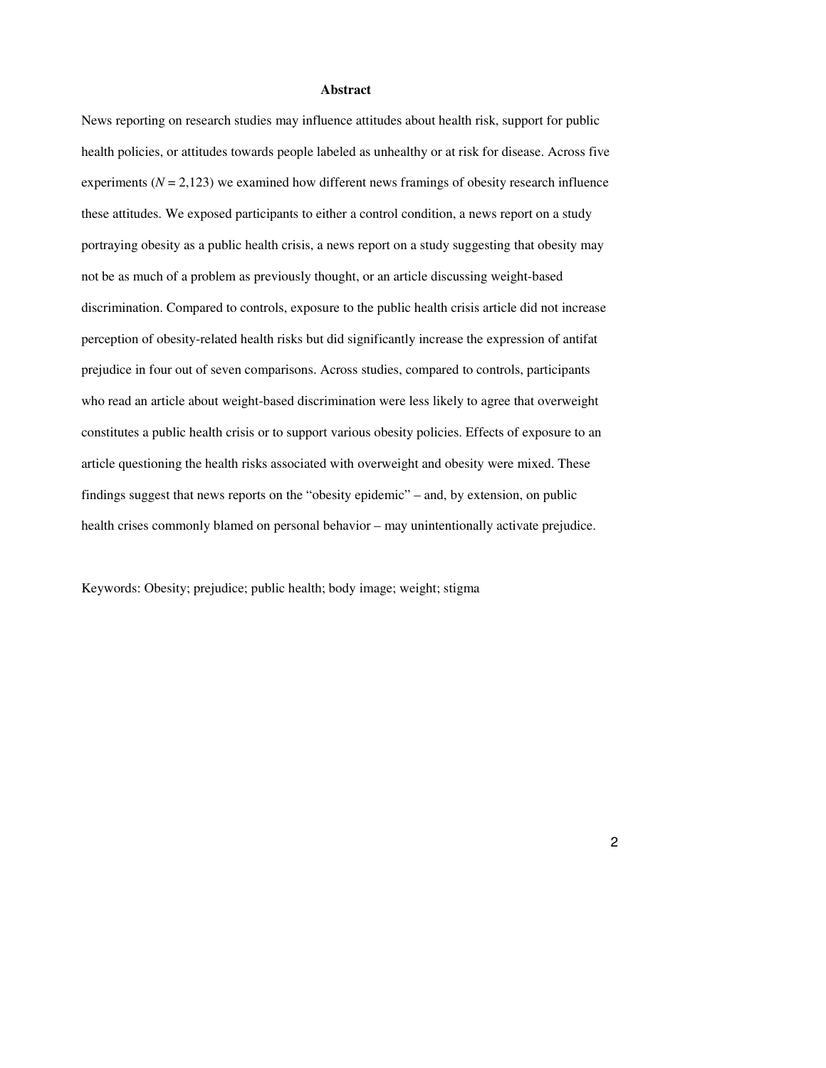## Abstract

News reporting on research studies may influence attitudes about health risk, support for public health policies, or attitudes towards people labeled as unhealthy or at risk for disease. Across five experiments ($N$ = 2,123) we examined how different news framings of obesity research influence these attitudes. We exposed participants to either a control condition, a news report on a study portraying obesity as a public health crisis, a news report on a study suggesting that obesity may not be as much of a problem as previously thought, or an article discussing weight-based discrimination. Compared to controls, exposure to the public health crisis article did not increase perception of obesity-related health risks but did significantly increase the expression of antifat prejudice in four out of seven comparisons. Across studies, compared to controls, participants who read an article about weight-based discrimination were less likely to agree that overweight constitutes a public health crisis or to support various obesity policies. Effects of exposure to an article questioning the health risks associated with overweight and obesity were mixed. These findings suggest that news reports on the "obesity epidemic" – and, by extension, on public health crises commonly blamed on personal behavior – may unintentionally activate prejudice.

Keywords: Obesity; prejudice; public health; body image; weight; stigma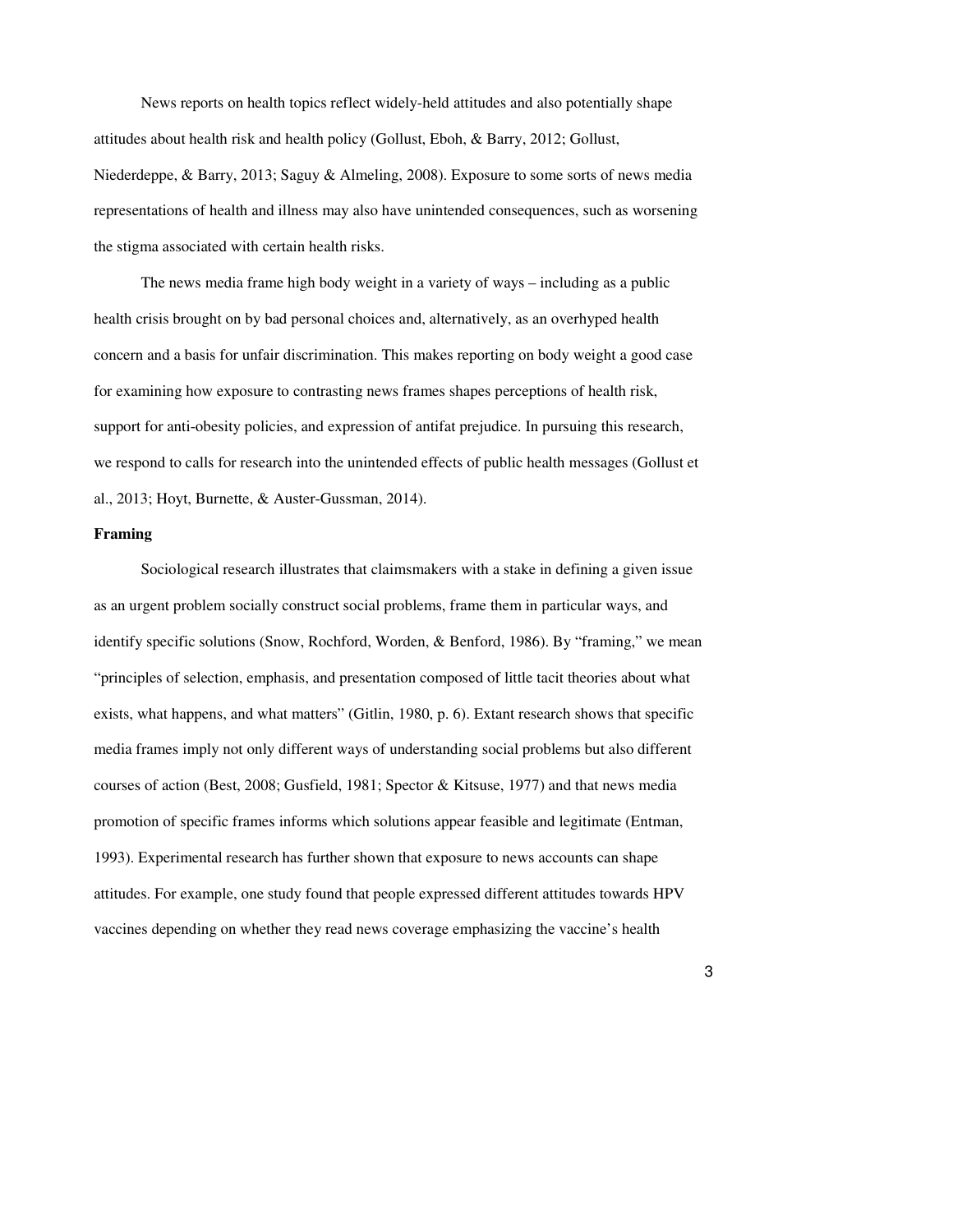News reports on health topics reflect widely-held attitudes and also potentially shape attitudes about health risk and health policy (Gollust, Eboh, & Barry, 2012; Gollust, Niederdeppe, & Barry, 2013; Saguy & Almeling, 2008). Exposure to some sorts of news media representations of health and illness may also have unintended consequences, such as worsening the stigma associated with certain health risks.

The news media frame high body weight in a variety of ways – including as a public health crisis brought on by bad personal choices and, alternatively, as an overhyped health concern and a basis for unfair discrimination. This makes reporting on body weight a good case for examining how exposure to contrasting news frames shapes perceptions of health risk, support for anti-obesity policies, and expression of antifat prejudice. In pursuing this research, we respond to calls for research into the unintended effects of public health messages (Gollust et al., 2013; Hoyt, Burnette, & Auster-Gussman, 2014).

**Framing**

Sociological research illustrates that claimsmakers with a stake in defining a given issue as an urgent problem socially construct social problems, frame them in particular ways, and identify specific solutions (Snow, Rochford, Worden, & Benford, 1986). By "framing," we mean "principles of selection, emphasis, and presentation composed of little tacit theories about what exists, what happens, and what matters" (Gitlin, 1980, p. 6). Extant research shows that specific media frames imply not only different ways of understanding social problems but also different courses of action (Best, 2008; Gusfield, 1981; Spector & Kitsuse, 1977) and that news media promotion of specific frames informs which solutions appear feasible and legitimate (Entman, 1993). Experimental research has further shown that exposure to news accounts can shape attitudes. For example, one study found that people expressed different attitudes towards HPV vaccines depending on whether they read news coverage emphasizing the vaccine's health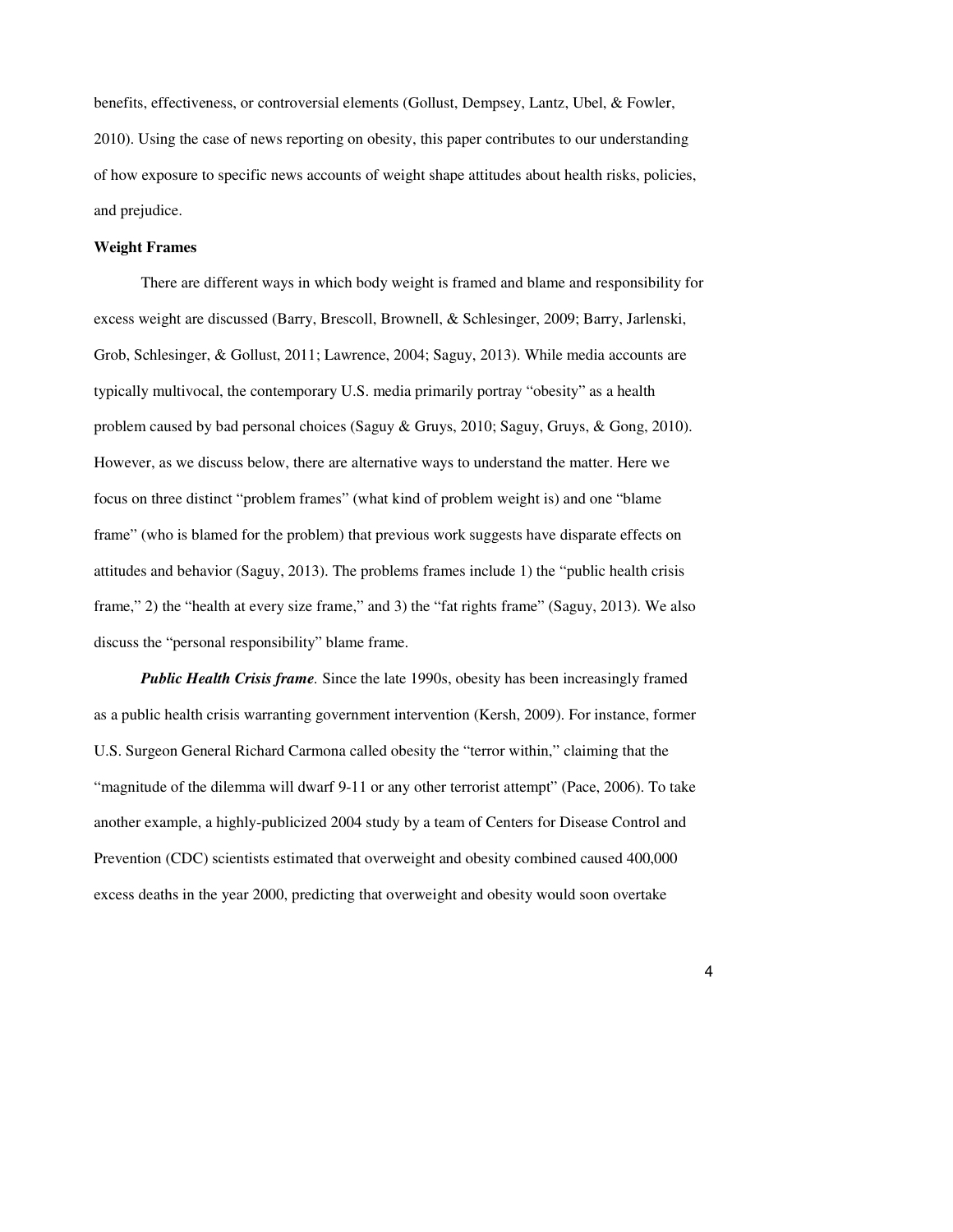benefits, effectiveness, or controversial elements (Gollust, Dempsey, Lantz, Ubel, & Fowler, 2010). Using the case of news reporting on obesity, this paper contributes to our understanding of how exposure to specific news accounts of weight shape attitudes about health risks, policies, and prejudice.

**Weight Frames**

There are different ways in which body weight is framed and blame and responsibility for excess weight are discussed (Barry, Brescoll, Brownell, & Schlesinger, 2009; Barry, Jarlenski, Grob, Schlesinger, & Gollust, 2011; Lawrence, 2004; Saguy, 2013). While media accounts are typically multivocal, the contemporary U.S. media primarily portray "obesity" as a health problem caused by bad personal choices (Saguy & Gruys, 2010; Saguy, Gruys, & Gong, 2010). However, as we discuss below, there are alternative ways to understand the matter. Here we focus on three distinct "problem frames" (what kind of problem weight is) and one "blame frame" (who is blamed for the problem) that previous work suggests have disparate effects on attitudes and behavior (Saguy, 2013). The problems frames include 1) the "public health crisis frame," 2) the "health at every size frame," and 3) the "fat rights frame" (Saguy, 2013). We also discuss the "personal responsibility" blame frame.

***Public Health Crisis frame*.** Since the late 1990s, obesity has been increasingly framed as a public health crisis warranting government intervention (Kersh, 2009). For instance, former U.S. Surgeon General Richard Carmona called obesity the "terror within," claiming that the "magnitude of the dilemma will dwarf 9-11 or any other terrorist attempt" (Pace, 2006). To take another example, a highly-publicized 2004 study by a team of Centers for Disease Control and Prevention (CDC) scientists estimated that overweight and obesity combined caused 400,000 excess deaths in the year 2000, predicting that overweight and obesity would soon overtake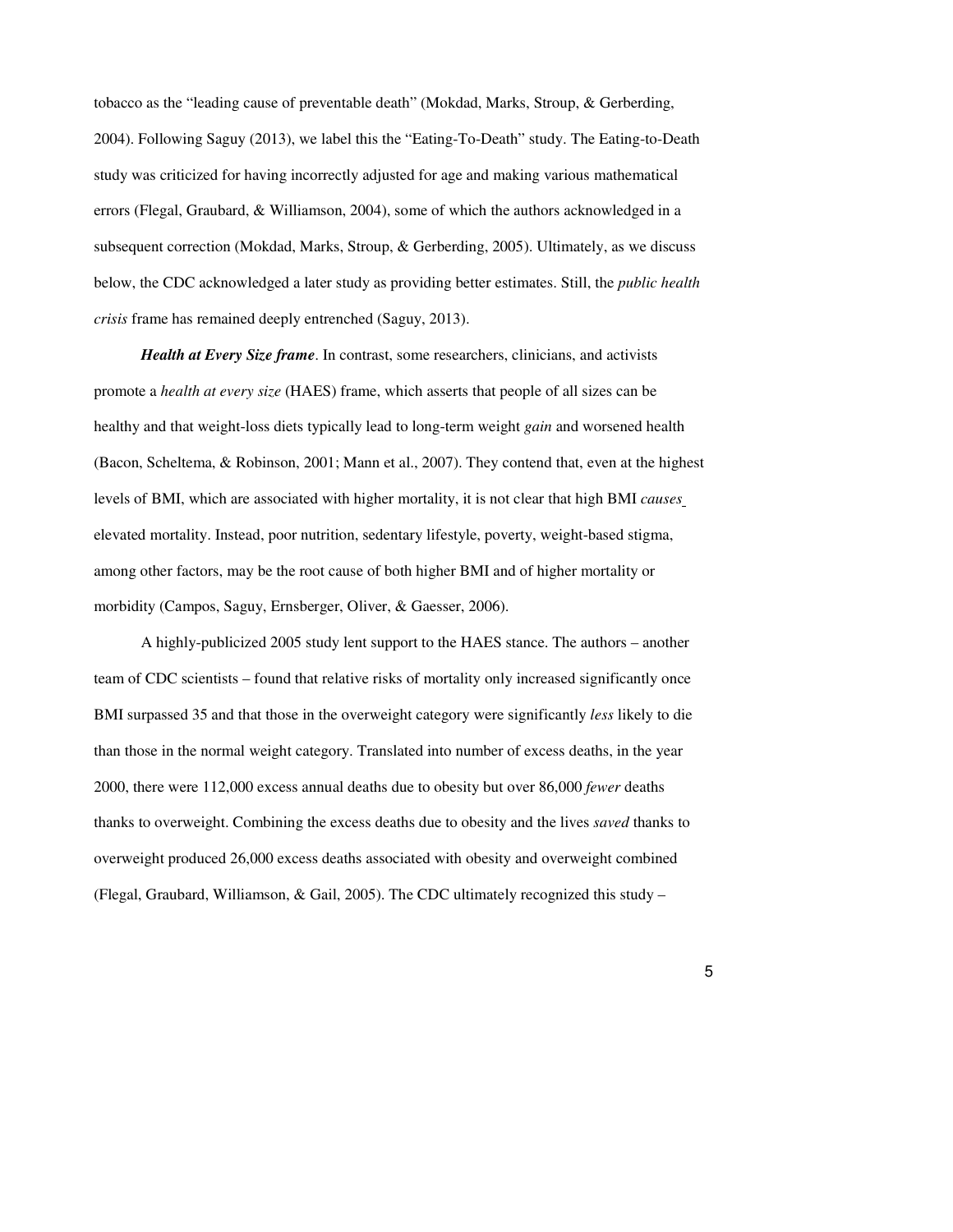tobacco as the "leading cause of preventable death" (Mokdad, Marks, Stroup, & Gerberding, 2004). Following Saguy (2013), we label this the "Eating-To-Death" study. The Eating-to-Death study was criticized for having incorrectly adjusted for age and making various mathematical errors (Flegal, Graubard, & Williamson, 2004), some of which the authors acknowledged in a subsequent correction (Mokdad, Marks, Stroup, & Gerberding, 2005). Ultimately, as we discuss below, the CDC acknowledged a later study as providing better estimates. Still, the *public health crisis* frame has remained deeply entrenched (Saguy, 2013).

***Health at Every Size frame***. In contrast, some researchers, clinicians, and activists promote a *health at every size* (HAES) frame, which asserts that people of all sizes can be healthy and that weight-loss diets typically lead to long-term weight *gain* and worsened health (Bacon, Scheltema, & Robinson, 2001; Mann et al., 2007). They contend that, even at the highest levels of BMI, which are associated with higher mortality, it is not clear that high BMI *causes* elevated mortality. Instead, poor nutrition, sedentary lifestyle, poverty, weight-based stigma, among other factors, may be the root cause of both higher BMI and of higher mortality or morbidity (Campos, Saguy, Ernsberger, Oliver, & Gaesser, 2006).

A highly-publicized 2005 study lent support to the HAES stance. The authors – another team of CDC scientists – found that relative risks of mortality only increased significantly once BMI surpassed 35 and that those in the overweight category were significantly *less* likely to die than those in the normal weight category. Translated into number of excess deaths, in the year 2000, there were 112,000 excess annual deaths due to obesity but over 86,000 *fewer* deaths thanks to overweight. Combining the excess deaths due to obesity and the lives *saved* thanks to overweight produced 26,000 excess deaths associated with obesity and overweight combined (Flegal, Graubard, Williamson, & Gail, 2005). The CDC ultimately recognized this study –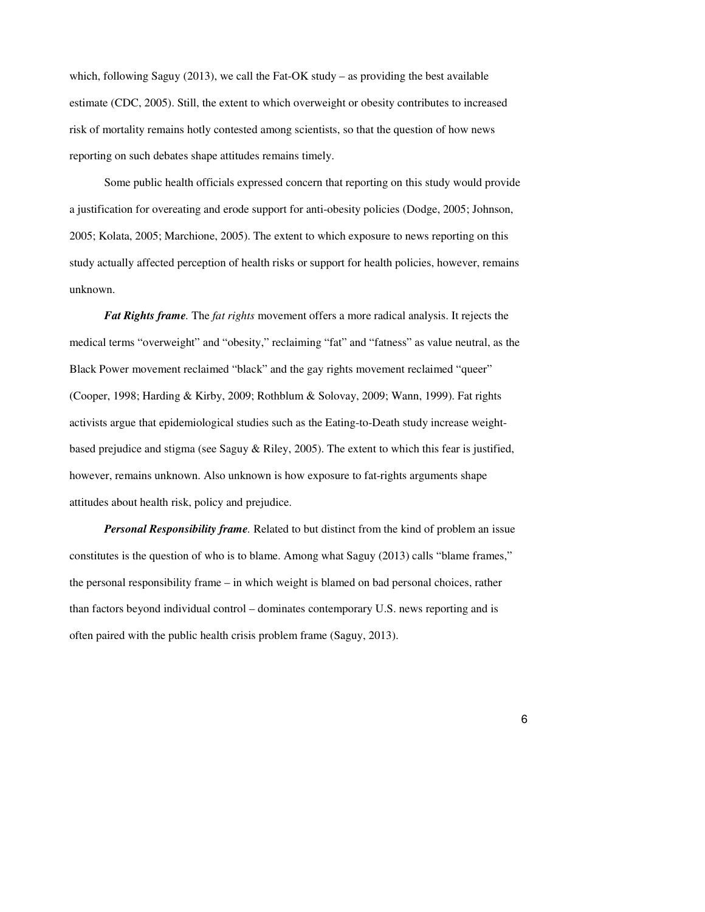which, following Saguy (2013), we call the Fat-OK study – as providing the best available estimate (CDC, 2005). Still, the extent to which overweight or obesity contributes to increased risk of mortality remains hotly contested among scientists, so that the question of how news reporting on such debates shape attitudes remains timely.

Some public health officials expressed concern that reporting on this study would provide a justification for overeating and erode support for anti-obesity policies (Dodge, 2005; Johnson, 2005; Kolata, 2005; Marchione, 2005). The extent to which exposure to news reporting on this study actually affected perception of health risks or support for health policies, however, remains unknown.

***Fat Rights frame.*** The *fat rights* movement offers a more radical analysis. It rejects the medical terms "overweight" and "obesity," reclaiming "fat" and "fatness" as value neutral, as the Black Power movement reclaimed "black" and the gay rights movement reclaimed "queer" (Cooper, 1998; Harding & Kirby, 2009; Rothblum & Solovay, 2009; Wann, 1999). Fat rights activists argue that epidemiological studies such as the Eating-to-Death study increase weight-based prejudice and stigma (see Saguy & Riley, 2005). The extent to which this fear is justified, however, remains unknown. Also unknown is how exposure to fat-rights arguments shape attitudes about health risk, policy and prejudice.

***Personal Responsibility frame.*** Related to but distinct from the kind of problem an issue constitutes is the question of who is to blame. Among what Saguy (2013) calls "blame frames," the personal responsibility frame – in which weight is blamed on bad personal choices, rather than factors beyond individual control – dominates contemporary U.S. news reporting and is often paired with the public health crisis problem frame (Saguy, 2013).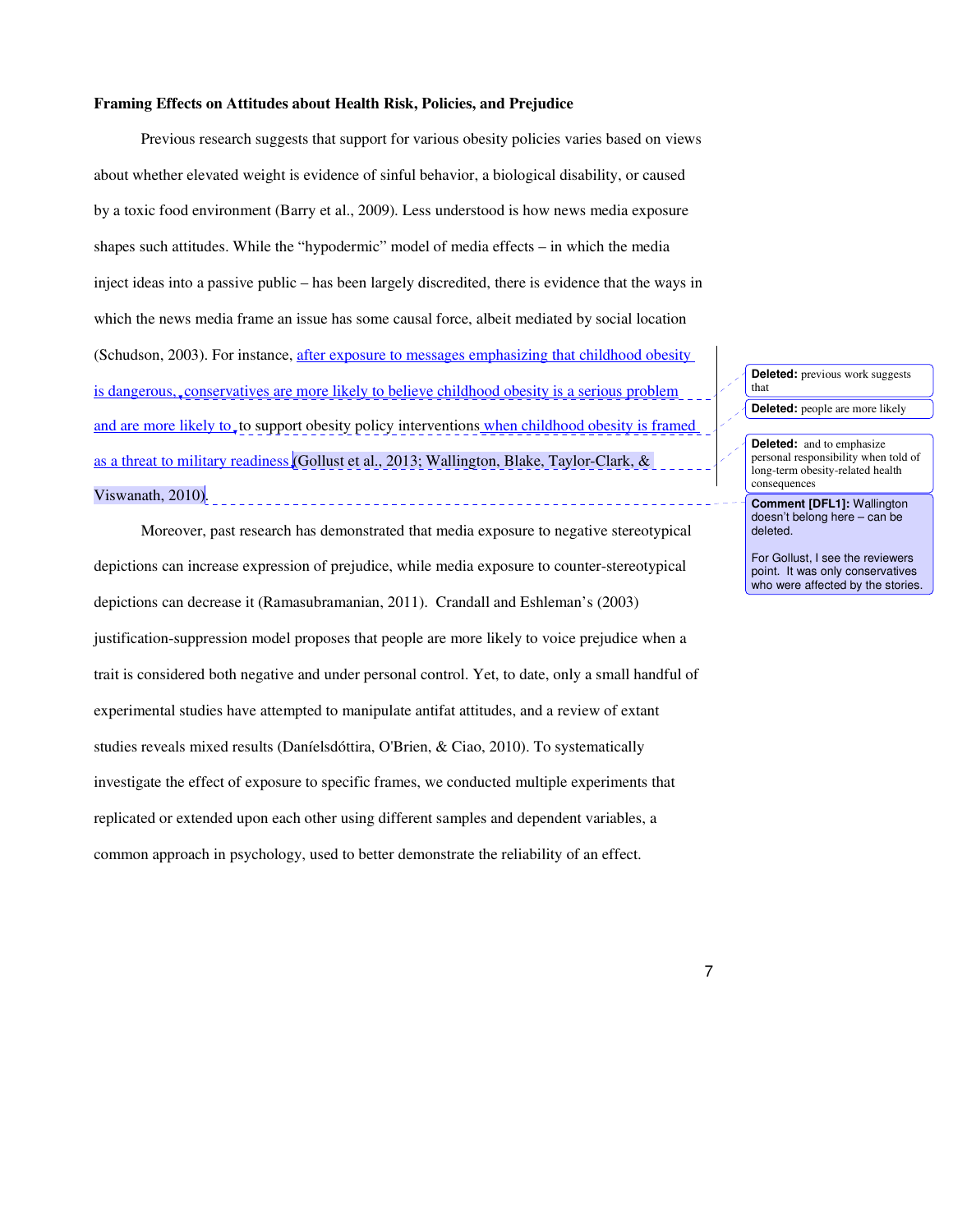**Framing Effects on Attitudes about Health Risk, Policies, and Prejudice**

Previous research suggests that support for various obesity policies varies based on views about whether elevated weight is evidence of sinful behavior, a biological disability, or caused by a toxic food environment (Barry et al., 2009). Less understood is how news media exposure shapes such attitudes. While the "hypodermic" model of media effects – in which the media inject ideas into a passive public – has been largely discredited, there is evidence that the ways in which the news media frame an issue has some causal force, albeit mediated by social location (Schudson, 2003). For instance, after exposure to messages emphasizing that childhood obesity is dangerous, conservatives are more likely to believe childhood obesity is a serious problem and are more likely to to support obesity policy interventions when childhood obesity is framed as a threat to military readiness (Gollust et al., 2013; Wallington, Blake, Taylor-Clark, & Viswanath, 2010).

Deleted: previous work suggests that

Deleted: people are more likely

Deleted: and to emphasize personal responsibility when told of long-term obesity-related health consequences

Comment [DFL1]: Wallington doesn't belong here – can be deleted.

For Gollust, I see the reviewers point. It was only conservatives who were affected by the stories.

Moreover, past research has demonstrated that media exposure to negative stereotypical depictions can increase expression of prejudice, while media exposure to counter-stereotypical depictions can decrease it (Ramasubramanian, 2011). Crandall and Eshleman's (2003) justification-suppression model proposes that people are more likely to voice prejudice when a trait is considered both negative and under personal control. Yet, to date, only a small handful of experimental studies have attempted to manipulate antifat attitudes, and a review of extant studies reveals mixed results (Daníelsdóttira, O'Brien, & Ciao, 2010). To systematically investigate the effect of exposure to specific frames, we conducted multiple experiments that replicated or extended upon each other using different samples and dependent variables, a common approach in psychology, used to better demonstrate the reliability of an effect.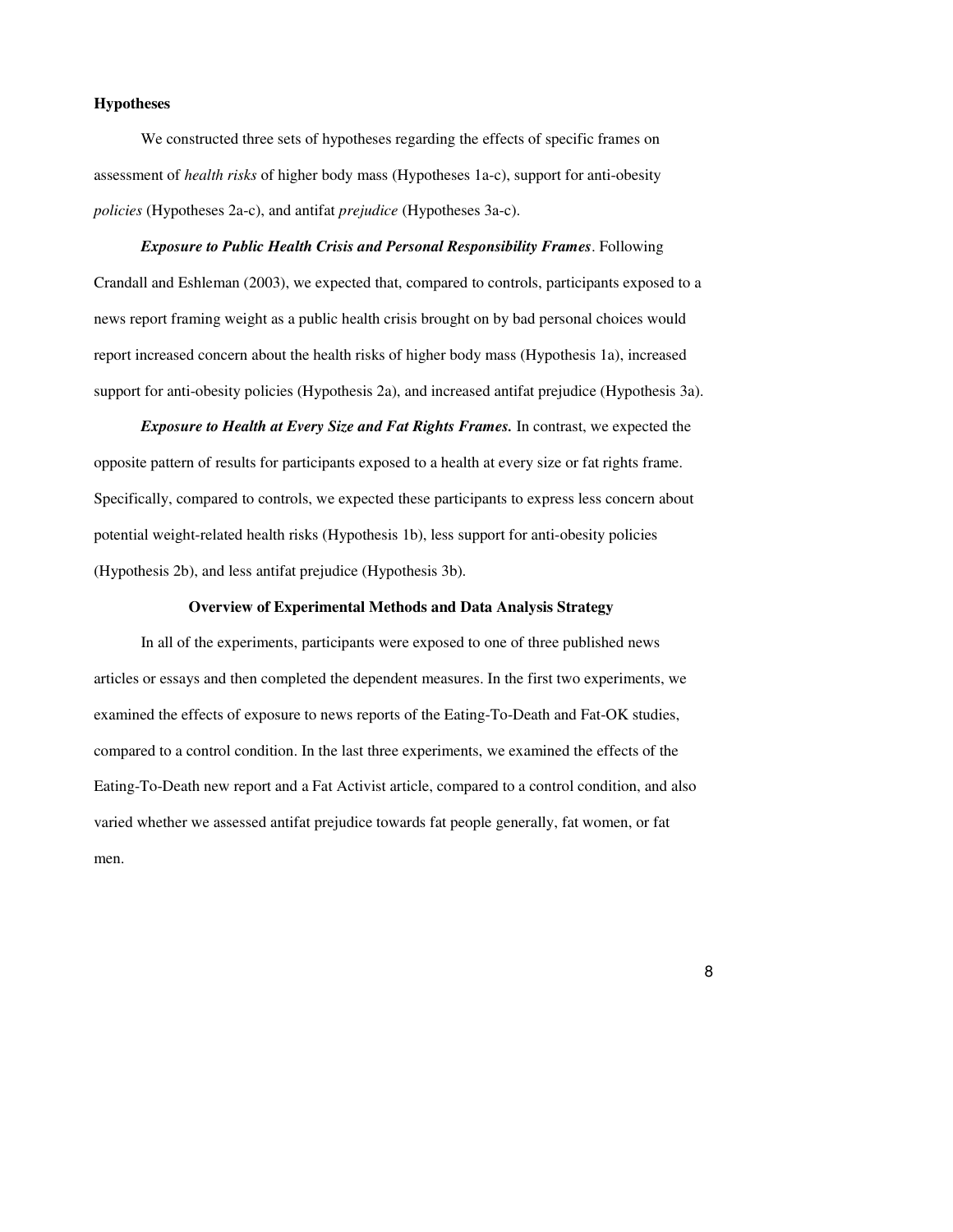**Hypotheses**

We constructed three sets of hypotheses regarding the effects of specific frames on assessment of *health risks* of higher body mass (Hypotheses 1a-c), support for anti-obesity *policies* (Hypotheses 2a-c), and antifat *prejudice* (Hypotheses 3a-c).

***Exposure to Public Health Crisis and Personal Responsibility Frames***. Following Crandall and Eshleman (2003), we expected that, compared to controls, participants exposed to a news report framing weight as a public health crisis brought on by bad personal choices would report increased concern about the health risks of higher body mass (Hypothesis 1a), increased support for anti-obesity policies (Hypothesis 2a), and increased antifat prejudice (Hypothesis 3a).

***Exposure to Health at Every Size and Fat Rights Frames.*** In contrast, we expected the opposite pattern of results for participants exposed to a health at every size or fat rights frame. Specifically, compared to controls, we expected these participants to express less concern about potential weight-related health risks (Hypothesis 1b), less support for anti-obesity policies (Hypothesis 2b), and less antifat prejudice (Hypothesis 3b).

**Overview of Experimental Methods and Data Analysis Strategy**

In all of the experiments, participants were exposed to one of three published news articles or essays and then completed the dependent measures. In the first two experiments, we examined the effects of exposure to news reports of the Eating-To-Death and Fat-OK studies, compared to a control condition. In the last three experiments, we examined the effects of the Eating-To-Death new report and a Fat Activist article, compared to a control condition, and also varied whether we assessed antifat prejudice towards fat people generally, fat women, or fat men.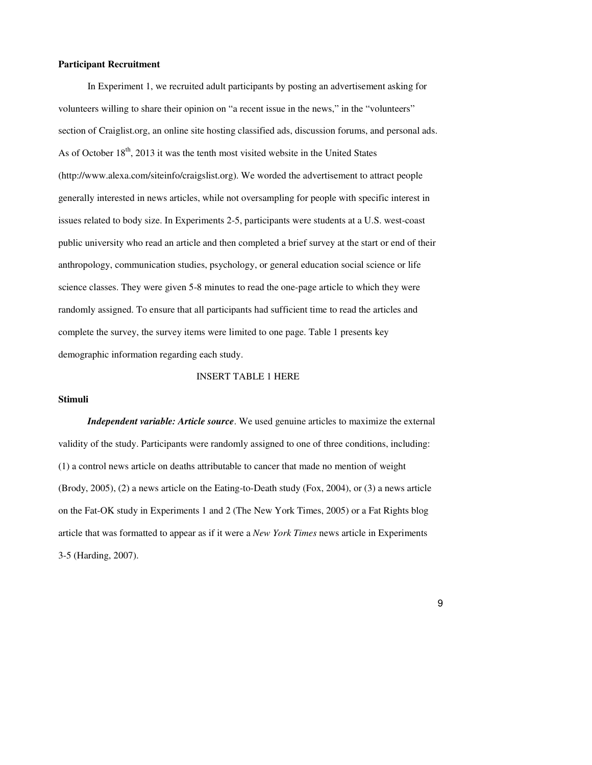**Participant Recruitment**

In Experiment 1, we recruited adult participants by posting an advertisement asking for volunteers willing to share their opinion on "a recent issue in the news," in the "volunteers" section of Craiglist.org, an online site hosting classified ads, discussion forums, and personal ads. As of October 18th, 2013 it was the tenth most visited website in the United States (http://www.alexa.com/siteinfo/craigslist.org). We worded the advertisement to attract people generally interested in news articles, while not oversampling for people with specific interest in issues related to body size. In Experiments 2-5, participants were students at a U.S. west-coast public university who read an article and then completed a brief survey at the start or end of their anthropology, communication studies, psychology, or general education social science or life science classes. They were given 5-8 minutes to read the one-page article to which they were randomly assigned. To ensure that all participants had sufficient time to read the articles and complete the survey, the survey items were limited to one page. Table 1 presents key demographic information regarding each study.

INSERT TABLE 1 HERE

**Stimuli**

***Independent variable: Article source***. We used genuine articles to maximize the external validity of the study. Participants were randomly assigned to one of three conditions, including: (1) a control news article on deaths attributable to cancer that made no mention of weight (Brody, 2005), (2) a news article on the Eating-to-Death study (Fox, 2004), or (3) a news article on the Fat-OK study in Experiments 1 and 2 (The New York Times, 2005) or a Fat Rights blog article that was formatted to appear as if it were a *New York Times* news article in Experiments 3-5 (Harding, 2007).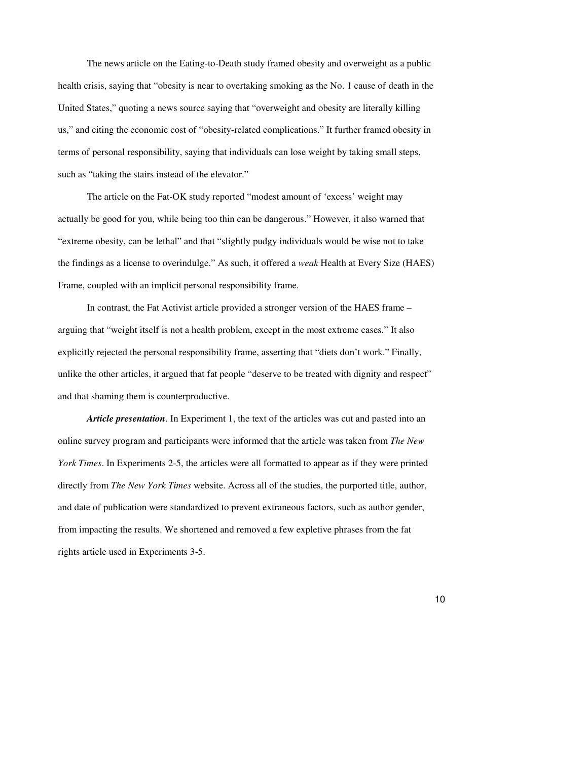The news article on the Eating-to-Death study framed obesity and overweight as a public health crisis, saying that "obesity is near to overtaking smoking as the No. 1 cause of death in the United States," quoting a news source saying that "overweight and obesity are literally killing us," and citing the economic cost of "obesity-related complications." It further framed obesity in terms of personal responsibility, saying that individuals can lose weight by taking small steps, such as "taking the stairs instead of the elevator."

The article on the Fat-OK study reported "modest amount of 'excess' weight may actually be good for you, while being too thin can be dangerous." However, it also warned that "extreme obesity, can be lethal" and that "slightly pudgy individuals would be wise not to take the findings as a license to overindulge." As such, it offered a *weak* Health at Every Size (HAES) Frame, coupled with an implicit personal responsibility frame.

In contrast, the Fat Activist article provided a stronger version of the HAES frame – arguing that "weight itself is not a health problem, except in the most extreme cases." It also explicitly rejected the personal responsibility frame, asserting that "diets don't work." Finally, unlike the other articles, it argued that fat people "deserve to be treated with dignity and respect" and that shaming them is counterproductive.

***Article presentation***. In Experiment 1, the text of the articles was cut and pasted into an online survey program and participants were informed that the article was taken from *The New York Times*. In Experiments 2-5, the articles were all formatted to appear as if they were printed directly from *The New York Times* website. Across all of the studies, the purported title, author, and date of publication were standardized to prevent extraneous factors, such as author gender, from impacting the results. We shortened and removed a few expletive phrases from the fat rights article used in Experiments 3-5.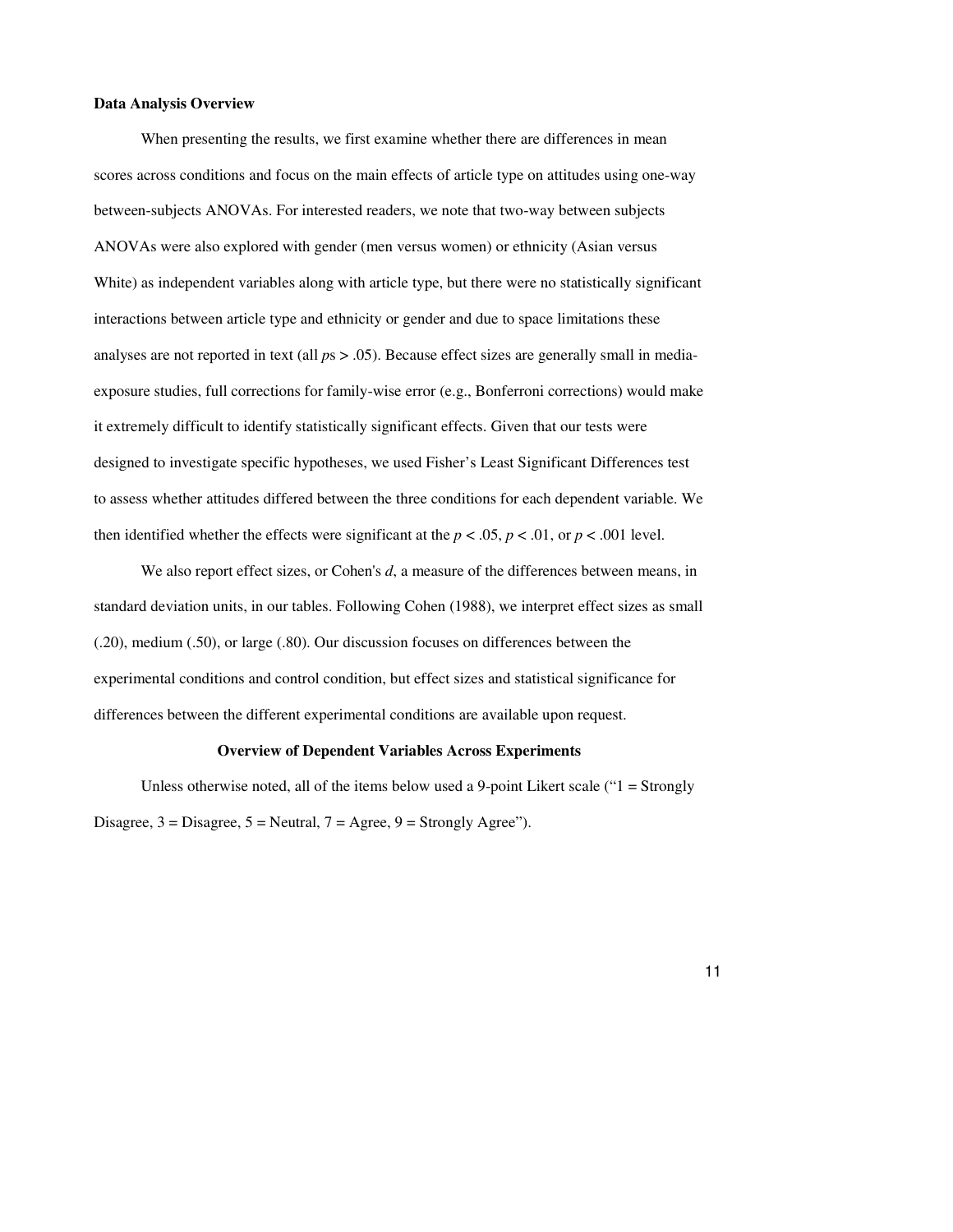**Data Analysis Overview**

When presenting the results, we first examine whether there are differences in mean scores across conditions and focus on the main effects of article type on attitudes using one-way between-subjects ANOVAs. For interested readers, we note that two-way between subjects ANOVAs were also explored with gender (men versus women) or ethnicity (Asian versus White) as independent variables along with article type, but there were no statistically significant interactions between article type and ethnicity or gender and due to space limitations these analyses are not reported in text (all *p*s > .05). Because effect sizes are generally small in media-exposure studies, full corrections for family-wise error (e.g., Bonferroni corrections) would make it extremely difficult to identify statistically significant effects. Given that our tests were designed to investigate specific hypotheses, we used Fisher's Least Significant Differences test to assess whether attitudes differed between the three conditions for each dependent variable. We then identified whether the effects were significant at the $p < .05$, $p < .01$, or $p < .001$ level.

We also report effect sizes, or Cohen's *d*, a measure of the differences between means, in standard deviation units, in our tables. Following Cohen (1988), we interpret effect sizes as small (.20), medium (.50), or large (.80). Our discussion focuses on differences between the experimental conditions and control condition, but effect sizes and statistical significance for differences between the different experimental conditions are available upon request.

**Overview of Dependent Variables Across Experiments**

Unless otherwise noted, all of the items below used a 9-point Likert scale ("1 = Strongly Disagree, 3 = Disagree, 5 = Neutral, 7 = Agree, 9 = Strongly Agree").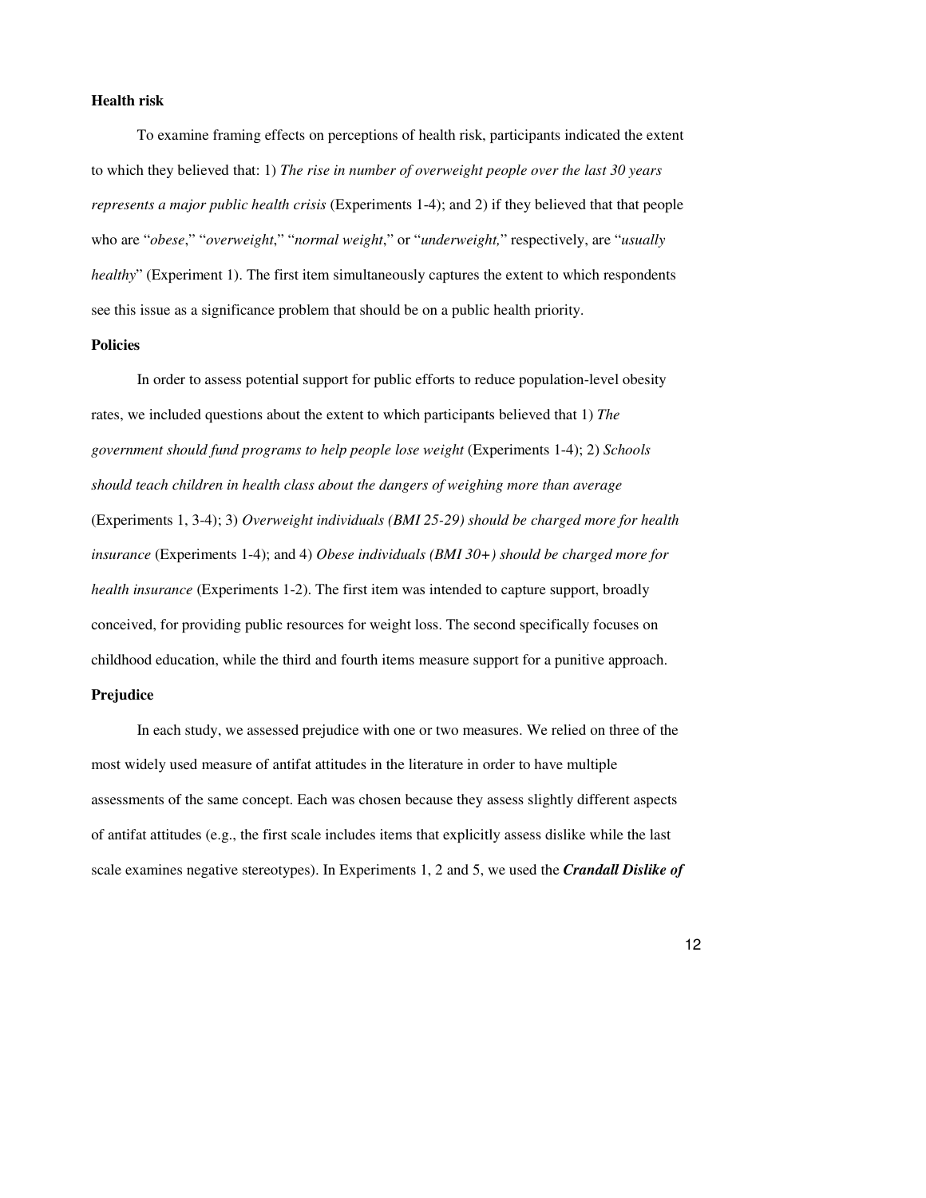**Health risk**

To examine framing effects on perceptions of health risk, participants indicated the extent to which they believed that: 1) *The rise in number of overweight people over the last 30 years represents a major public health crisis* (Experiments 1-4); and 2) if they believed that that people who are "*obese*," "*overweight*," "*normal weight*," or "*underweight,*" respectively, are "*usually healthy*" (Experiment 1). The first item simultaneously captures the extent to which respondents see this issue as a significance problem that should be on a public health priority.

**Policies**

In order to assess potential support for public efforts to reduce population-level obesity rates, we included questions about the extent to which participants believed that 1) *The government should fund programs to help people lose weight* (Experiments 1-4); 2) *Schools should teach children in health class about the dangers of weighing more than average* (Experiments 1, 3-4); 3) *Overweight individuals (BMI 25-29) should be charged more for health insurance* (Experiments 1-4); and 4) *Obese individuals (BMI 30+) should be charged more for health insurance* (Experiments 1-2). The first item was intended to capture support, broadly conceived, for providing public resources for weight loss. The second specifically focuses on childhood education, while the third and fourth items measure support for a punitive approach.

**Prejudice**

In each study, we assessed prejudice with one or two measures. We relied on three of the most widely used measure of antifat attitudes in the literature in order to have multiple assessments of the same concept. Each was chosen because they assess slightly different aspects of antifat attitudes (e.g., the first scale includes items that explicitly assess dislike while the last scale examines negative stereotypes). In Experiments 1, 2 and 5, we used the ***Crandall Dislike of***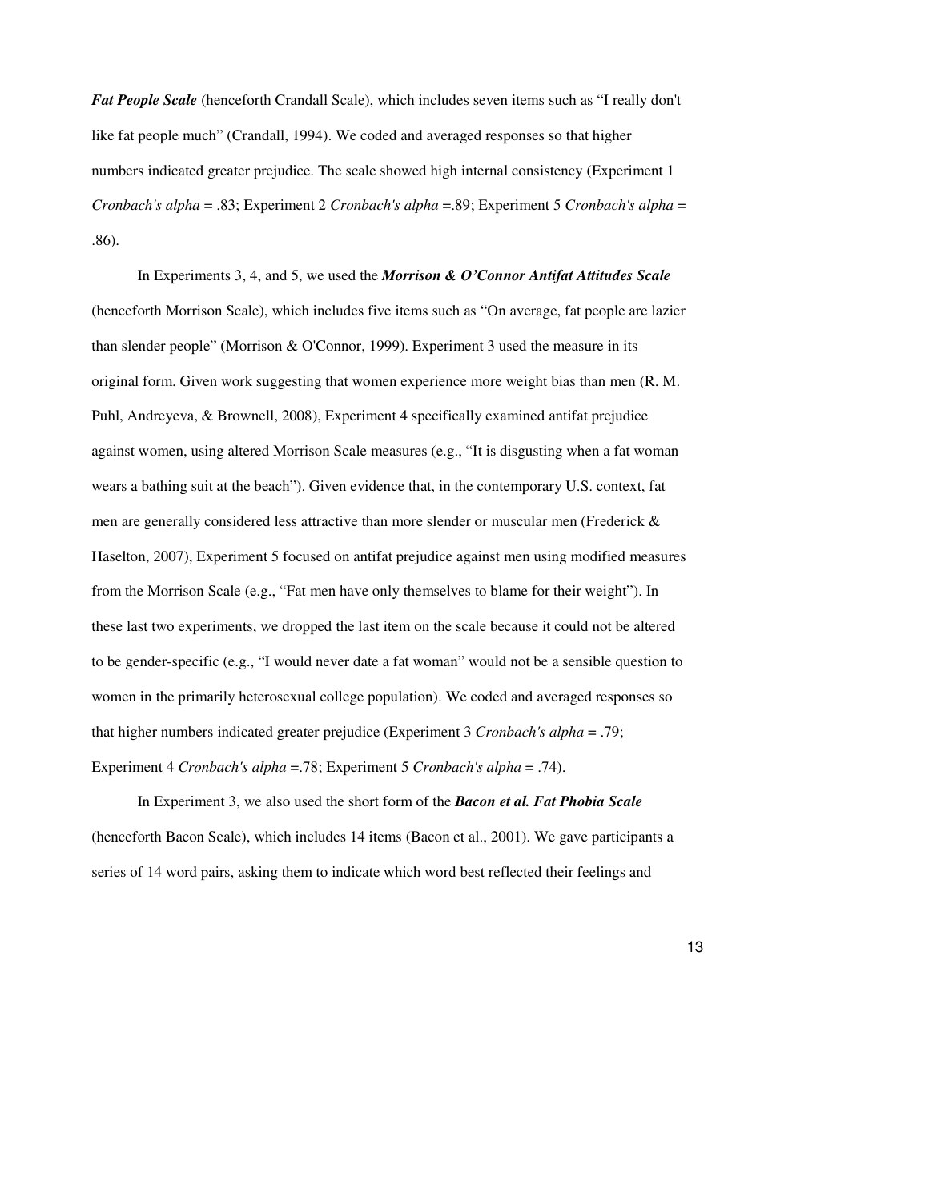***Fat People Scale*** (henceforth Crandall Scale), which includes seven items such as "I really don't like fat people much" (Crandall, 1994). We coded and averaged responses so that higher numbers indicated greater prejudice. The scale showed high internal consistency (Experiment 1 *Cronbach's alpha* = .83; Experiment 2 *Cronbach's alpha* =.89; Experiment 5 *Cronbach's alpha* = .86).

In Experiments 3, 4, and 5, we used the ***Morrison & O'Connor Antifat Attitudes Scale*** (henceforth Morrison Scale), which includes five items such as "On average, fat people are lazier than slender people" (Morrison & O'Connor, 1999). Experiment 3 used the measure in its original form. Given work suggesting that women experience more weight bias than men (R. M. Puhl, Andreyeva, & Brownell, 2008), Experiment 4 specifically examined antifat prejudice against women, using altered Morrison Scale measures (e.g., "It is disgusting when a fat woman wears a bathing suit at the beach"). Given evidence that, in the contemporary U.S. context, fat men are generally considered less attractive than more slender or muscular men (Frederick & Haselton, 2007), Experiment 5 focused on antifat prejudice against men using modified measures from the Morrison Scale (e.g., "Fat men have only themselves to blame for their weight"). In these last two experiments, we dropped the last item on the scale because it could not be altered to be gender-specific (e.g., "I would never date a fat woman" would not be a sensible question to women in the primarily heterosexual college population). We coded and averaged responses so that higher numbers indicated greater prejudice (Experiment 3 *Cronbach's alpha* = .79; Experiment 4 *Cronbach's alpha* =.78; Experiment 5 *Cronbach's alpha* = .74).

In Experiment 3, we also used the short form of the ***Bacon et al. Fat Phobia Scale*** (henceforth Bacon Scale), which includes 14 items (Bacon et al., 2001). We gave participants a series of 14 word pairs, asking them to indicate which word best reflected their feelings and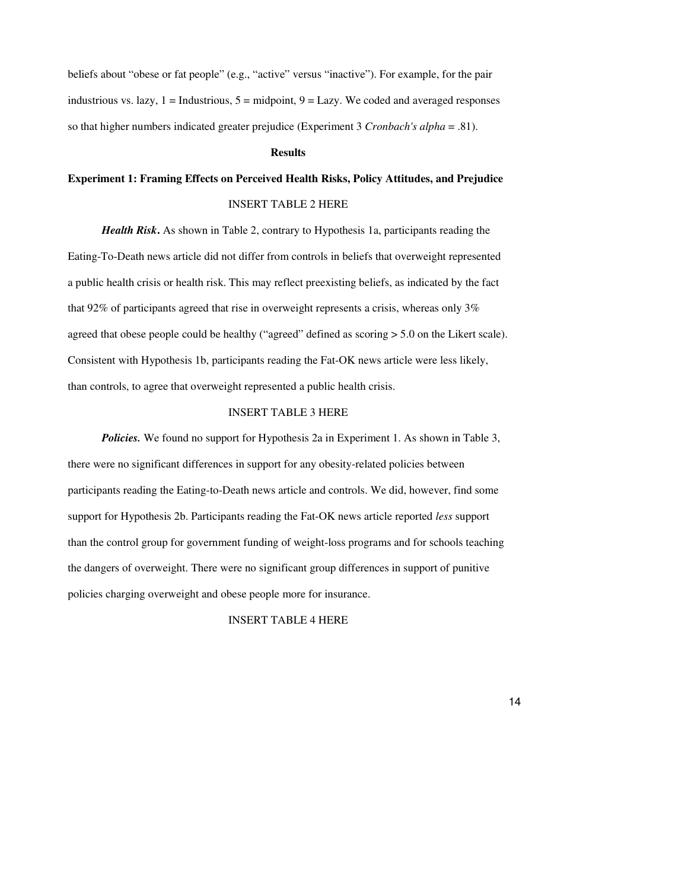beliefs about "obese or fat people" (e.g., "active" versus "inactive"). For example, for the pair industrious vs. lazy, 1 = Industrious, 5 = midpoint, 9 = Lazy. We coded and averaged responses so that higher numbers indicated greater prejudice (Experiment 3 *Cronbach's alpha* = .81).

## Results

### Experiment 1: Framing Effects on Perceived Health Risks, Policy Attitudes, and Prejudice

INSERT TABLE 2 HERE

***Health Risk***. As shown in Table 2, contrary to Hypothesis 1a, participants reading the Eating-To-Death news article did not differ from controls in beliefs that overweight represented a public health crisis or health risk. This may reflect preexisting beliefs, as indicated by the fact that 92% of participants agreed that rise in overweight represents a crisis, whereas only 3% agreed that obese people could be healthy ("agreed" defined as scoring > 5.0 on the Likert scale). Consistent with Hypothesis 1b, participants reading the Fat-OK news article were less likely, than controls, to agree that overweight represented a public health crisis.

INSERT TABLE 3 HERE

***Policies.*** We found no support for Hypothesis 2a in Experiment 1. As shown in Table 3, there were no significant differences in support for any obesity-related policies between participants reading the Eating-to-Death news article and controls. We did, however, find some support for Hypothesis 2b. Participants reading the Fat-OK news article reported *less* support than the control group for government funding of weight-loss programs and for schools teaching the dangers of overweight. There were no significant group differences in support of punitive policies charging overweight and obese people more for insurance.

INSERT TABLE 4 HERE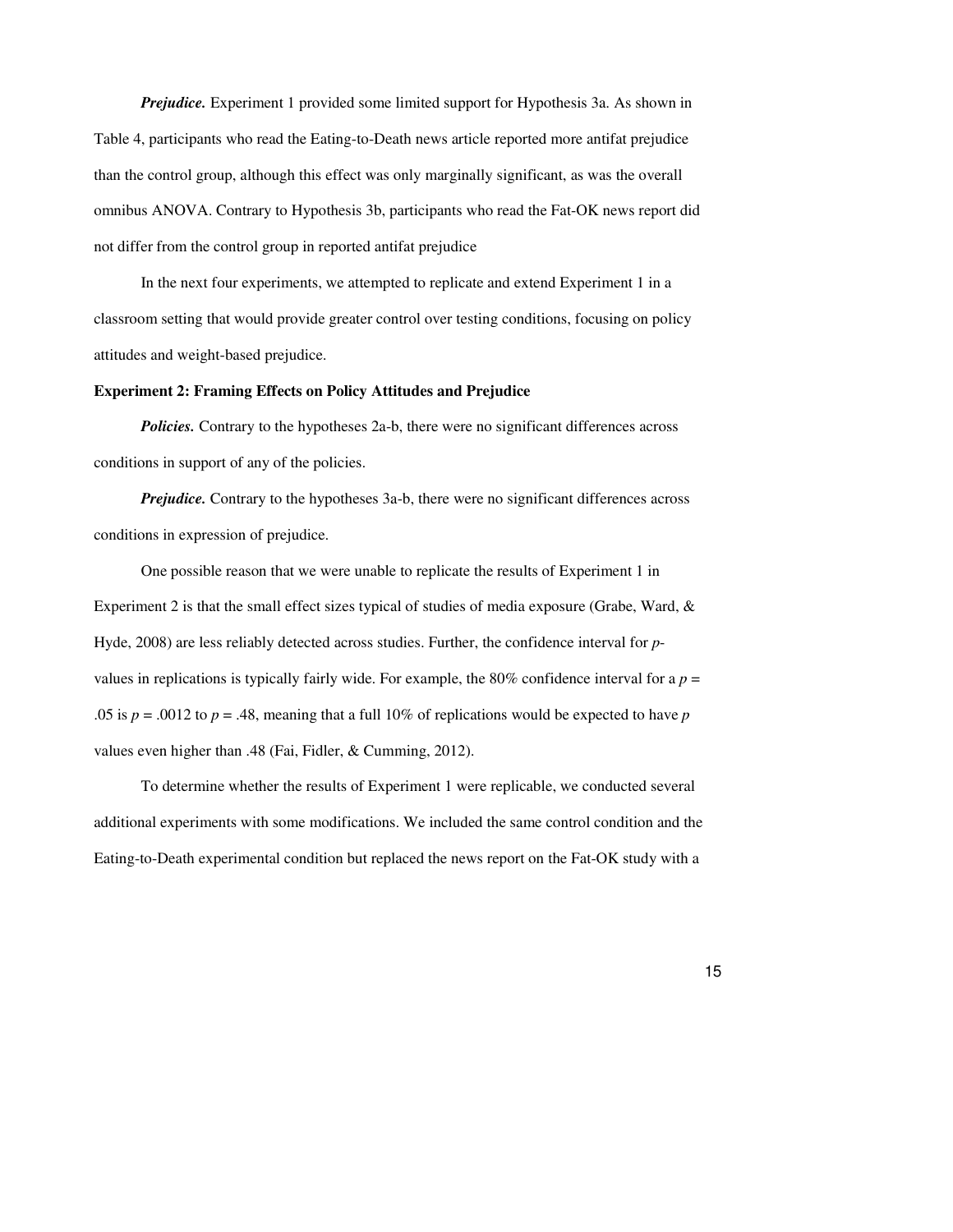***Prejudice.*** Experiment 1 provided some limited support for Hypothesis 3a. As shown in Table 4, participants who read the Eating-to-Death news article reported more antifat prejudice than the control group, although this effect was only marginally significant, as was the overall omnibus ANOVA. Contrary to Hypothesis 3b, participants who read the Fat-OK news report did not differ from the control group in reported antifat prejudice

In the next four experiments, we attempted to replicate and extend Experiment 1 in a classroom setting that would provide greater control over testing conditions, focusing on policy attitudes and weight-based prejudice.

**Experiment 2: Framing Effects on Policy Attitudes and Prejudice**

***Policies.*** Contrary to the hypotheses 2a-b, there were no significant differences across conditions in support of any of the policies.

***Prejudice.*** Contrary to the hypotheses 3a-b, there were no significant differences across conditions in expression of prejudice.

One possible reason that we were unable to replicate the results of Experiment 1 in Experiment 2 is that the small effect sizes typical of studies of media exposure (Grabe, Ward, & Hyde, 2008) are less reliably detected across studies. Further, the confidence interval for *p*-values in replications is typically fairly wide. For example, the 80% confidence interval for a $p = .05$ is $p = .0012$ to $p = .48$, meaning that a full 10% of replications would be expected to have *p* values even higher than .48 (Fai, Fidler, & Cumming, 2012).

To determine whether the results of Experiment 1 were replicable, we conducted several additional experiments with some modifications. We included the same control condition and the Eating-to-Death experimental condition but replaced the news report on the Fat-OK study with a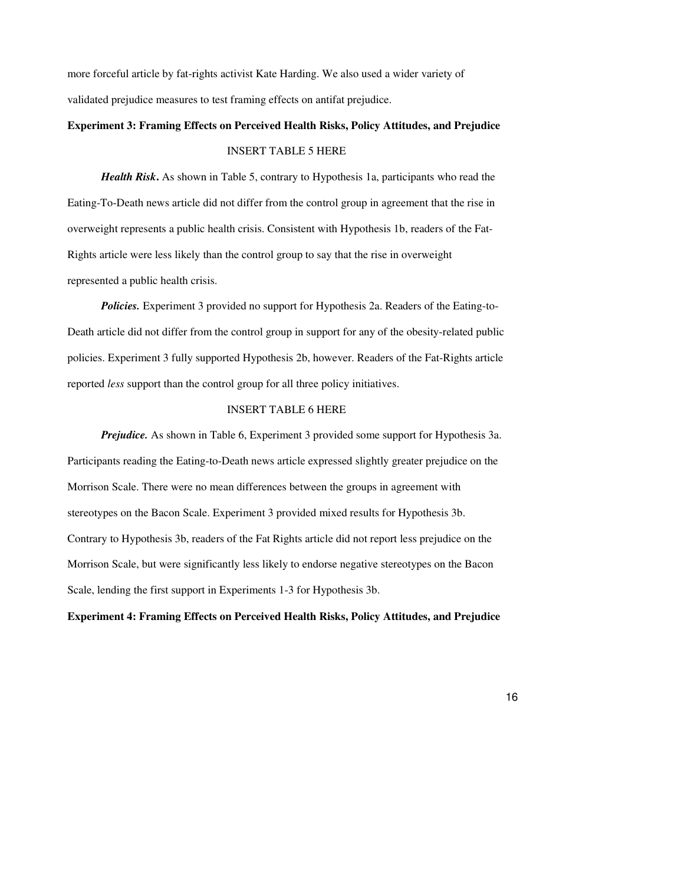more forceful article by fat-rights activist Kate Harding. We also used a wider variety of validated prejudice measures to test framing effects on antifat prejudice.

**Experiment 3: Framing Effects on Perceived Health Risks, Policy Attitudes, and Prejudice**

INSERT TABLE 5 HERE

***Health Risk*.** As shown in Table 5, contrary to Hypothesis 1a, participants who read the Eating-To-Death news article did not differ from the control group in agreement that the rise in overweight represents a public health crisis. Consistent with Hypothesis 1b, readers of the Fat-Rights article were less likely than the control group to say that the rise in overweight represented a public health crisis.

***Policies.*** Experiment 3 provided no support for Hypothesis 2a. Readers of the Eating-to-Death article did not differ from the control group in support for any of the obesity-related public policies. Experiment 3 fully supported Hypothesis 2b, however. Readers of the Fat-Rights article reported *less* support than the control group for all three policy initiatives.

INSERT TABLE 6 HERE

***Prejudice.*** As shown in Table 6, Experiment 3 provided some support for Hypothesis 3a. Participants reading the Eating-to-Death news article expressed slightly greater prejudice on the Morrison Scale. There were no mean differences between the groups in agreement with stereotypes on the Bacon Scale. Experiment 3 provided mixed results for Hypothesis 3b. Contrary to Hypothesis 3b, readers of the Fat Rights article did not report less prejudice on the Morrison Scale, but were significantly less likely to endorse negative stereotypes on the Bacon Scale, lending the first support in Experiments 1-3 for Hypothesis 3b.

**Experiment 4: Framing Effects on Perceived Health Risks, Policy Attitudes, and Prejudice**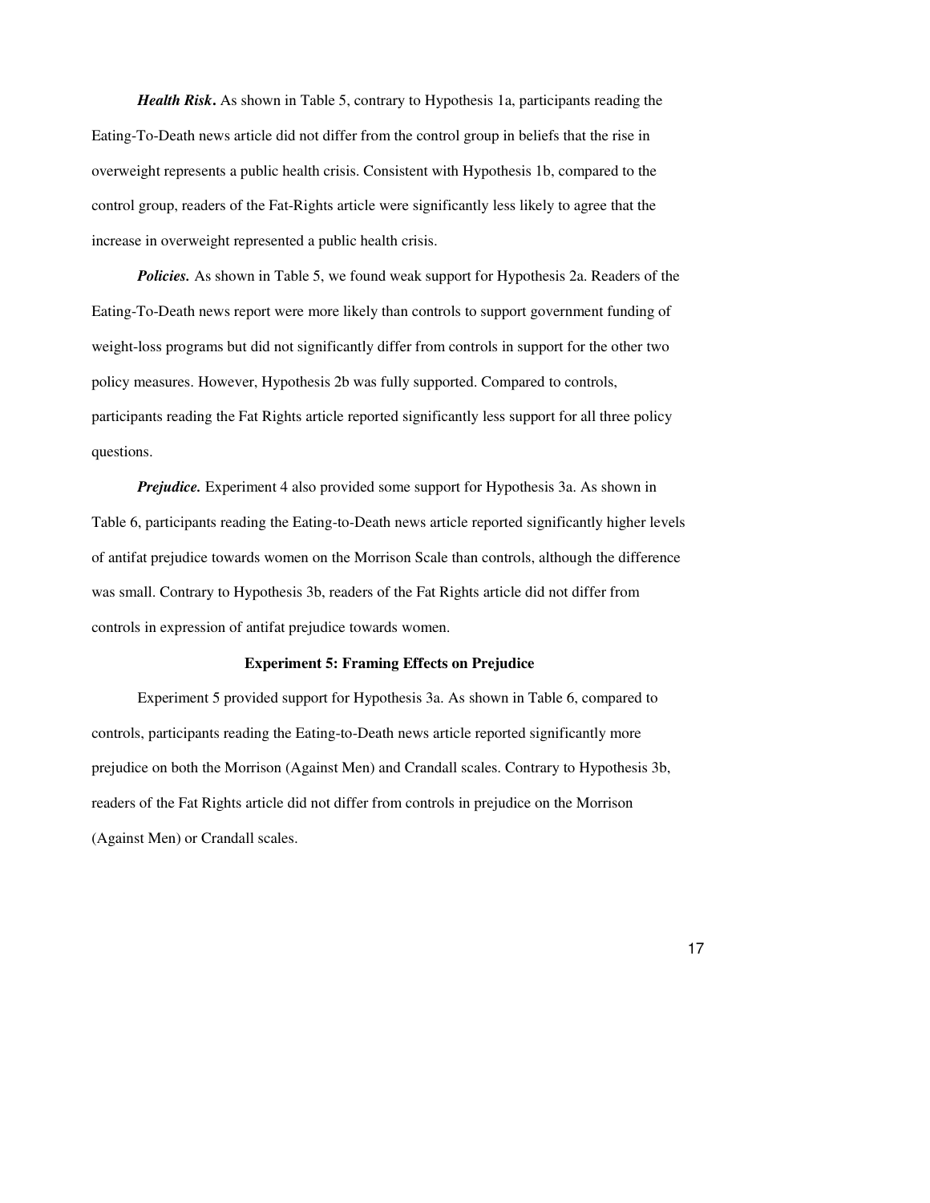***Health Risk*.** As shown in Table 5, contrary to Hypothesis 1a, participants reading the Eating-To-Death news article did not differ from the control group in beliefs that the rise in overweight represents a public health crisis. Consistent with Hypothesis 1b, compared to the control group, readers of the Fat-Rights article were significantly less likely to agree that the increase in overweight represented a public health crisis.

***Policies.*** As shown in Table 5, we found weak support for Hypothesis 2a. Readers of the Eating-To-Death news report were more likely than controls to support government funding of weight-loss programs but did not significantly differ from controls in support for the other two policy measures. However, Hypothesis 2b was fully supported. Compared to controls, participants reading the Fat Rights article reported significantly less support for all three policy questions.

***Prejudice.*** Experiment 4 also provided some support for Hypothesis 3a. As shown in Table 6, participants reading the Eating-to-Death news article reported significantly higher levels of antifat prejudice towards women on the Morrison Scale than controls, although the difference was small. Contrary to Hypothesis 3b, readers of the Fat Rights article did not differ from controls in expression of antifat prejudice towards women.

### Experiment 5: Framing Effects on Prejudice

Experiment 5 provided support for Hypothesis 3a. As shown in Table 6, compared to controls, participants reading the Eating-to-Death news article reported significantly more prejudice on both the Morrison (Against Men) and Crandall scales. Contrary to Hypothesis 3b, readers of the Fat Rights article did not differ from controls in prejudice on the Morrison (Against Men) or Crandall scales.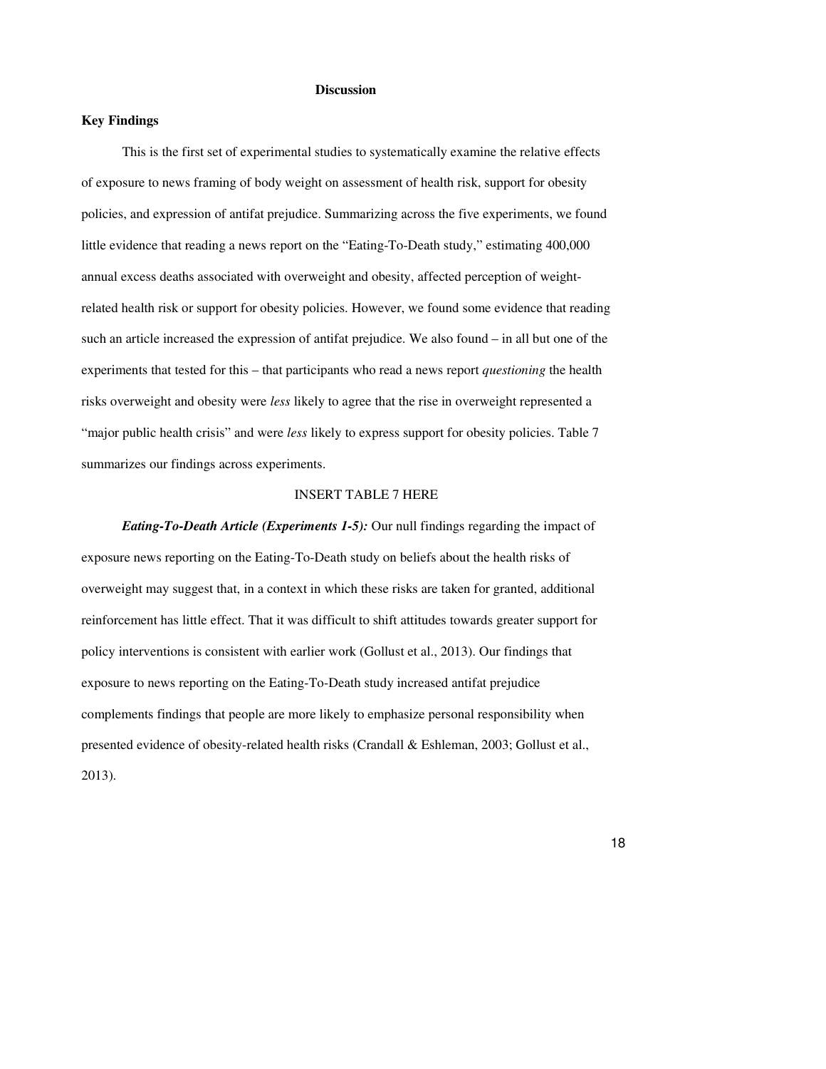## Discussion

### Key Findings

This is the first set of experimental studies to systematically examine the relative effects of exposure to news framing of body weight on assessment of health risk, support for obesity policies, and expression of antifat prejudice. Summarizing across the five experiments, we found little evidence that reading a news report on the "Eating-To-Death study," estimating 400,000 annual excess deaths associated with overweight and obesity, affected perception of weight-related health risk or support for obesity policies. However, we found some evidence that reading such an article increased the expression of antifat prejudice. We also found – in all but one of the experiments that tested for this – that participants who read a news report *questioning* the health risks overweight and obesity were *less* likely to agree that the rise in overweight represented a "major public health crisis" and were *less* likely to express support for obesity policies. Table 7 summarizes our findings across experiments.

INSERT TABLE 7 HERE

***Eating-To-Death Article (Experiments 1-5):*** Our null findings regarding the impact of exposure news reporting on the Eating-To-Death study on beliefs about the health risks of overweight may suggest that, in a context in which these risks are taken for granted, additional reinforcement has little effect. That it was difficult to shift attitudes towards greater support for policy interventions is consistent with earlier work (Gollust et al., 2013). Our findings that exposure to news reporting on the Eating-To-Death study increased antifat prejudice complements findings that people are more likely to emphasize personal responsibility when presented evidence of obesity-related health risks (Crandall & Eshleman, 2003; Gollust et al., 2013).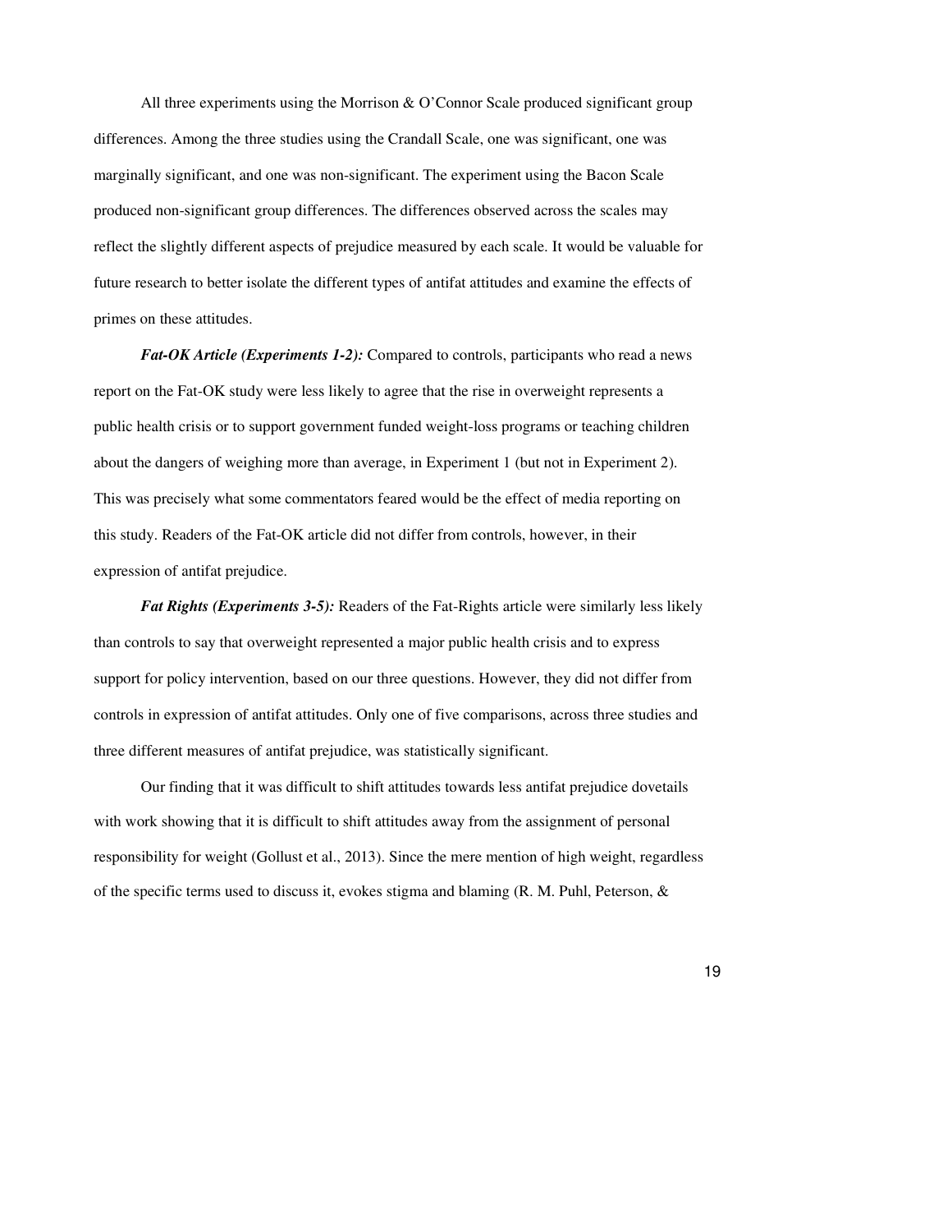All three experiments using the Morrison & O'Connor Scale produced significant group differences. Among the three studies using the Crandall Scale, one was significant, one was marginally significant, and one was non-significant. The experiment using the Bacon Scale produced non-significant group differences. The differences observed across the scales may reflect the slightly different aspects of prejudice measured by each scale. It would be valuable for future research to better isolate the different types of antifat attitudes and examine the effects of primes on these attitudes.

***Fat-OK Article (Experiments 1-2):*** Compared to controls, participants who read a news report on the Fat-OK study were less likely to agree that the rise in overweight represents a public health crisis or to support government funded weight-loss programs or teaching children about the dangers of weighing more than average, in Experiment 1 (but not in Experiment 2). This was precisely what some commentators feared would be the effect of media reporting on this study. Readers of the Fat-OK article did not differ from controls, however, in their expression of antifat prejudice.

***Fat Rights (Experiments 3-5):*** Readers of the Fat-Rights article were similarly less likely than controls to say that overweight represented a major public health crisis and to express support for policy intervention, based on our three questions. However, they did not differ from controls in expression of antifat attitudes. Only one of five comparisons, across three studies and three different measures of antifat prejudice, was statistically significant.

Our finding that it was difficult to shift attitudes towards less antifat prejudice dovetails with work showing that it is difficult to shift attitudes away from the assignment of personal responsibility for weight (Gollust et al., 2013). Since the mere mention of high weight, regardless of the specific terms used to discuss it, evokes stigma and blaming (R. M. Puhl, Peterson, &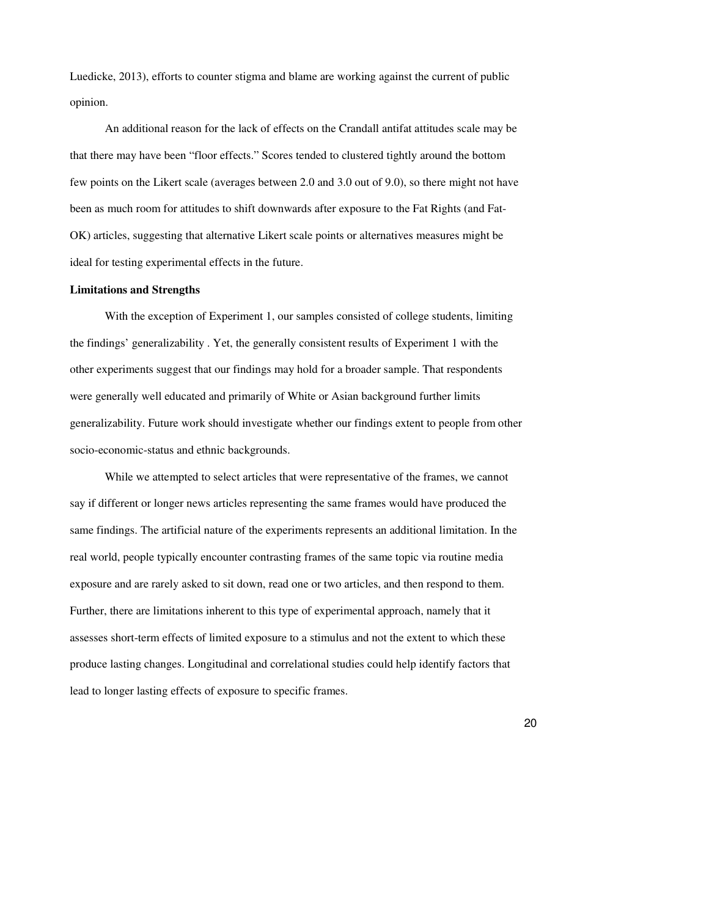Luedicke, 2013), efforts to counter stigma and blame are working against the current of public opinion.

An additional reason for the lack of effects on the Crandall antifat attitudes scale may be that there may have been "floor effects." Scores tended to clustered tightly around the bottom few points on the Likert scale (averages between 2.0 and 3.0 out of 9.0), so there might not have been as much room for attitudes to shift downwards after exposure to the Fat Rights (and Fat-OK) articles, suggesting that alternative Likert scale points or alternatives measures might be ideal for testing experimental effects in the future.

**Limitations and Strengths**

With the exception of Experiment 1, our samples consisted of college students, limiting the findings' generalizability . Yet, the generally consistent results of Experiment 1 with the other experiments suggest that our findings may hold for a broader sample. That respondents were generally well educated and primarily of White or Asian background further limits generalizability. Future work should investigate whether our findings extent to people from other socio-economic-status and ethnic backgrounds.

While we attempted to select articles that were representative of the frames, we cannot say if different or longer news articles representing the same frames would have produced the same findings. The artificial nature of the experiments represents an additional limitation. In the real world, people typically encounter contrasting frames of the same topic via routine media exposure and are rarely asked to sit down, read one or two articles, and then respond to them. Further, there are limitations inherent to this type of experimental approach, namely that it assesses short-term effects of limited exposure to a stimulus and not the extent to which these produce lasting changes. Longitudinal and correlational studies could help identify factors that lead to longer lasting effects of exposure to specific frames.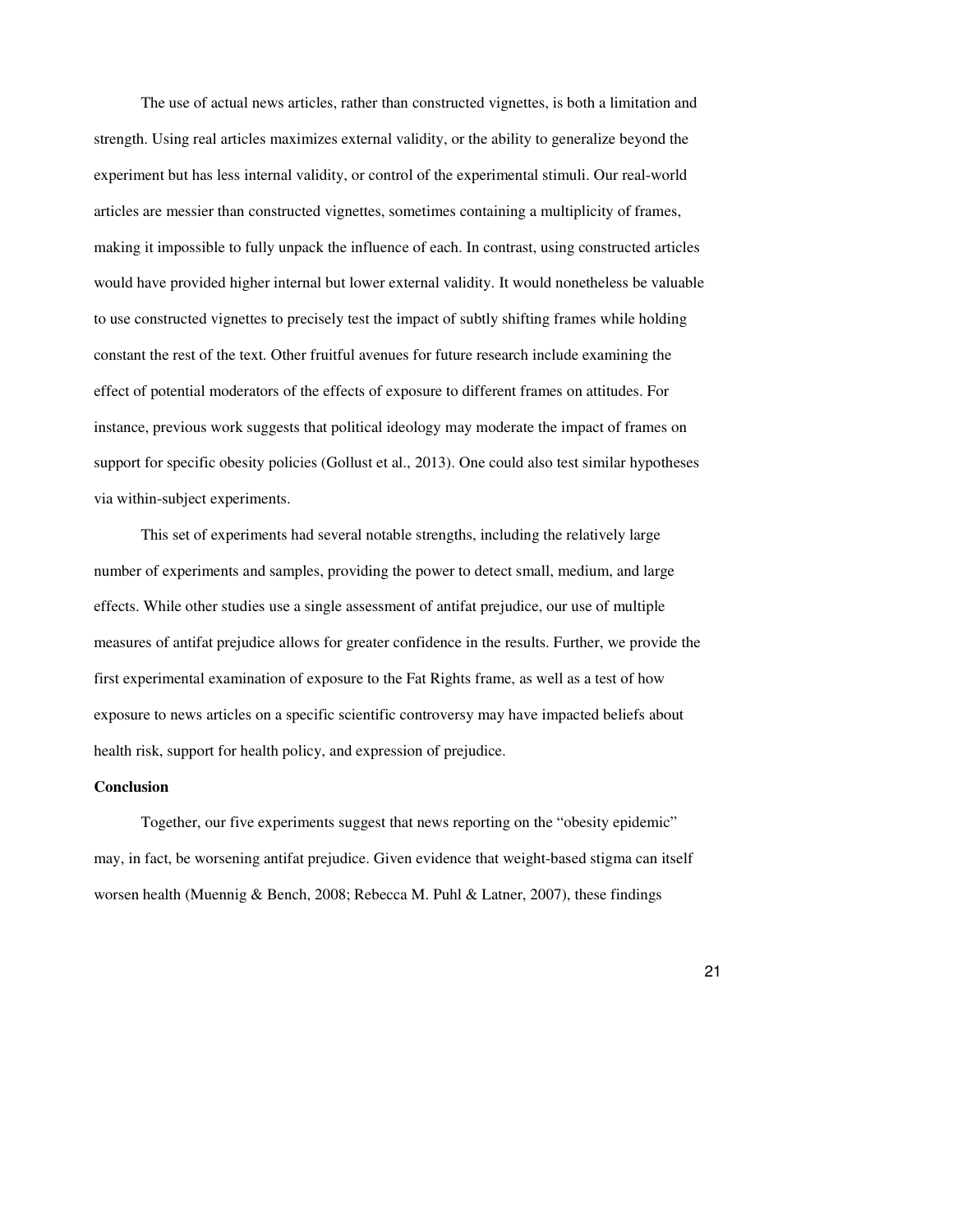The use of actual news articles, rather than constructed vignettes, is both a limitation and strength. Using real articles maximizes external validity, or the ability to generalize beyond the experiment but has less internal validity, or control of the experimental stimuli. Our real-world articles are messier than constructed vignettes, sometimes containing a multiplicity of frames, making it impossible to fully unpack the influence of each. In contrast, using constructed articles would have provided higher internal but lower external validity. It would nonetheless be valuable to use constructed vignettes to precisely test the impact of subtly shifting frames while holding constant the rest of the text. Other fruitful avenues for future research include examining the effect of potential moderators of the effects of exposure to different frames on attitudes. For instance, previous work suggests that political ideology may moderate the impact of frames on support for specific obesity policies (Gollust et al., 2013). One could also test similar hypotheses via within-subject experiments.

This set of experiments had several notable strengths, including the relatively large number of experiments and samples, providing the power to detect small, medium, and large effects. While other studies use a single assessment of antifat prejudice, our use of multiple measures of antifat prejudice allows for greater confidence in the results. Further, we provide the first experimental examination of exposure to the Fat Rights frame, as well as a test of how exposure to news articles on a specific scientific controversy may have impacted beliefs about health risk, support for health policy, and expression of prejudice.

## Conclusion

Together, our five experiments suggest that news reporting on the "obesity epidemic" may, in fact, be worsening antifat prejudice. Given evidence that weight-based stigma can itself worsen health (Muennig & Bench, 2008; Rebecca M. Puhl & Latner, 2007), these findings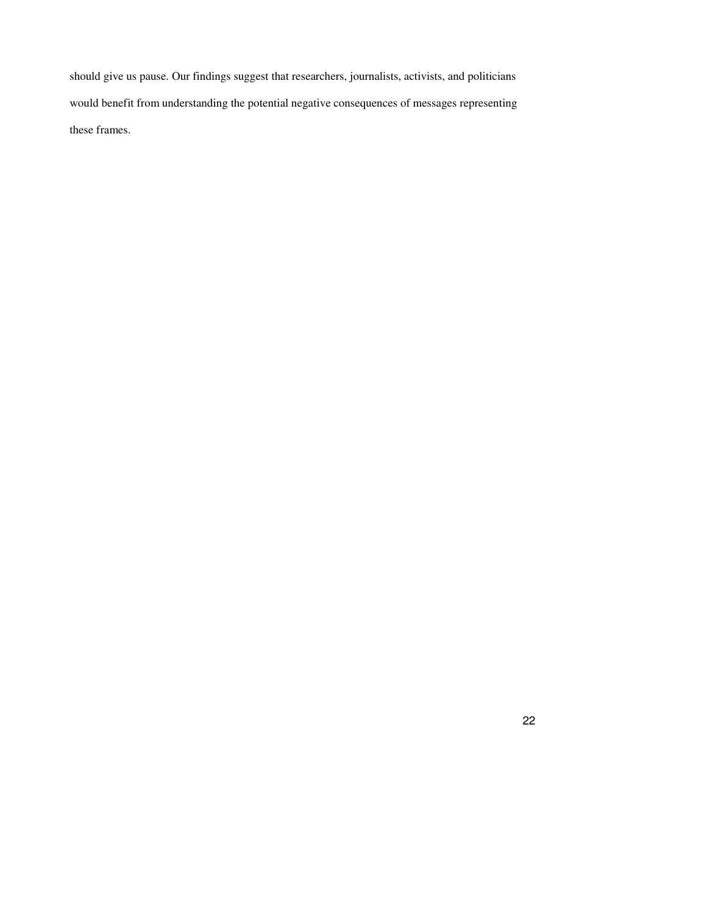should give us pause. Our findings suggest that researchers, journalists, activists, and politicians would benefit from understanding the potential negative consequences of messages representing these frames.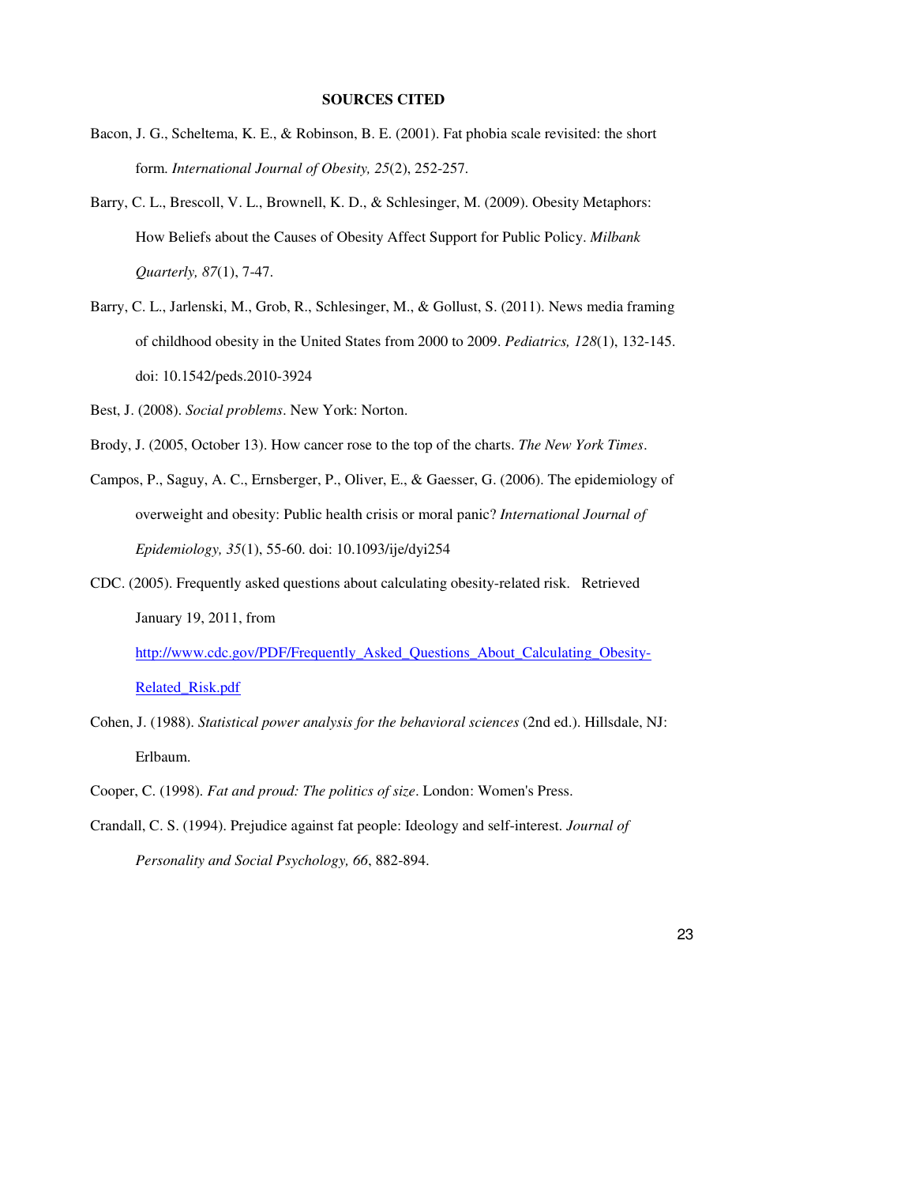## SOURCES CITED

Bacon, J. G., Scheltema, K. E., & Robinson, B. E. (2001). Fat phobia scale revisited: the short form. *International Journal of Obesity, 25*(2), 252-257.

Barry, C. L., Brescoll, V. L., Brownell, K. D., & Schlesinger, M. (2009). Obesity Metaphors: How Beliefs about the Causes of Obesity Affect Support for Public Policy. *Milbank Quarterly, 87*(1), 7-47.

Barry, C. L., Jarlenski, M., Grob, R., Schlesinger, M., & Gollust, S. (2011). News media framing of childhood obesity in the United States from 2000 to 2009. *Pediatrics, 128*(1), 132-145. doi: 10.1542/peds.2010-3924

Best, J. (2008). *Social problems*. New York: Norton.

Brody, J. (2005, October 13). How cancer rose to the top of the charts. *The New York Times*.

Campos, P., Saguy, A. C., Ernsberger, P., Oliver, E., & Gaesser, G. (2006). The epidemiology of overweight and obesity: Public health crisis or moral panic? *International Journal of Epidemiology, 35*(1), 55-60. doi: 10.1093/ije/dyi254

CDC. (2005). Frequently asked questions about calculating obesity-related risk. Retrieved January 19, 2011, from http://www.cdc.gov/PDF/Frequently_Asked_Questions_About_Calculating_Obesity-Related_Risk.pdf

Cohen, J. (1988). *Statistical power analysis for the behavioral sciences* (2nd ed.). Hillsdale, NJ: Erlbaum.

Cooper, C. (1998). *Fat and proud: The politics of size*. London: Women's Press.

Crandall, C. S. (1994). Prejudice against fat people: Ideology and self-interest. *Journal of Personality and Social Psychology, 66*, 882-894.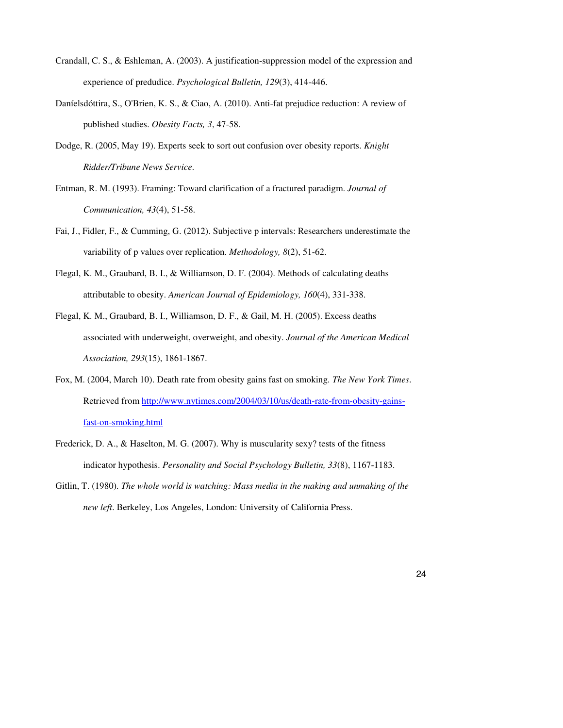Crandall, C. S., & Eshleman, A. (2003). A justification-suppression model of the expression and experience of predudice. *Psychological Bulletin, 129*(3), 414-446.

Daníelsdóttira, S., O'Brien, K. S., & Ciao, A. (2010). Anti-fat prejudice reduction: A review of published studies. *Obesity Facts, 3*, 47-58.

Dodge, R. (2005, May 19). Experts seek to sort out confusion over obesity reports. *Knight Ridder/Tribune News Service*.

Entman, R. M. (1993). Framing: Toward clarification of a fractured paradigm. *Journal of Communication, 43*(4), 51-58.

Fai, J., Fidler, F., & Cumming, G. (2012). Subjective p intervals: Researchers underestimate the variability of p values over replication. *Methodology, 8*(2), 51-62.

Flegal, K. M., Graubard, B. I., & Williamson, D. F. (2004). Methods of calculating deaths attributable to obesity. *American Journal of Epidemiology, 160*(4), 331-338.

Flegal, K. M., Graubard, B. I., Williamson, D. F., & Gail, M. H. (2005). Excess deaths associated with underweight, overweight, and obesity. *Journal of the American Medical Association, 293*(15), 1861-1867.

Fox, M. (2004, March 10). Death rate from obesity gains fast on smoking. *The New York Times*. Retrieved from [http://www.nytimes.com/2004/03/10/us/death-rate-from-obesity-gains-fast-on-smoking.html](http://www.nytimes.com/2004/03/10/us/death-rate-from-obesity-gains-fast-on-smoking.html)

Frederick, D. A., & Haselton, M. G. (2007). Why is muscularity sexy? tests of the fitness indicator hypothesis. *Personality and Social Psychology Bulletin, 33*(8), 1167-1183.

Gitlin, T. (1980). *The whole world is watching: Mass media in the making and unmaking of the new left*. Berkeley, Los Angeles, London: University of California Press.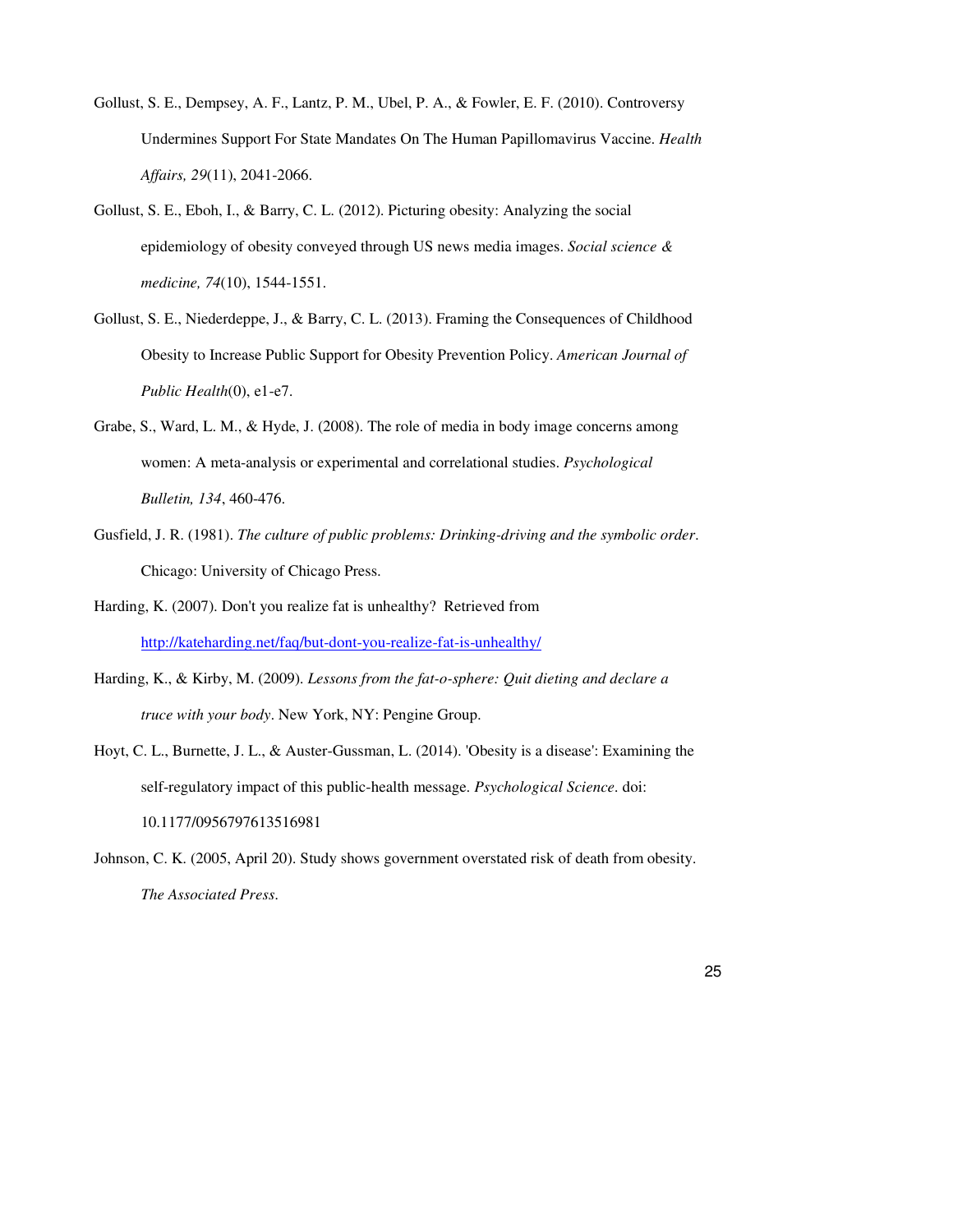Gollust, S. E., Dempsey, A. F., Lantz, P. M., Ubel, P. A., & Fowler, E. F. (2010). Controversy Undermines Support For State Mandates On The Human Papillomavirus Vaccine. *Health Affairs, 29*(11), 2041-2066.

Gollust, S. E., Eboh, I., & Barry, C. L. (2012). Picturing obesity: Analyzing the social epidemiology of obesity conveyed through US news media images. *Social science & medicine, 74*(10), 1544-1551.

Gollust, S. E., Niederdeppe, J., & Barry, C. L. (2013). Framing the Consequences of Childhood Obesity to Increase Public Support for Obesity Prevention Policy. *American Journal of Public Health*(0), e1-e7.

Grabe, S., Ward, L. M., & Hyde, J. (2008). The role of media in body image concerns among women: A meta-analysis or experimental and correlational studies. *Psychological Bulletin, 134*, 460-476.

Gusfield, J. R. (1981). *The culture of public problems: Drinking-driving and the symbolic order*. Chicago: University of Chicago Press.

Harding, K. (2007). Don't you realize fat is unhealthy? Retrieved from http://kateharding.net/faq/but-dont-you-realize-fat-is-unhealthy/

Harding, K., & Kirby, M. (2009). *Lessons from the fat-o-sphere: Quit dieting and declare a truce with your body*. New York, NY: Pengine Group.

Hoyt, C. L., Burnette, J. L., & Auster-Gussman, L. (2014). 'Obesity is a disease': Examining the self-regulatory impact of this public-health message. *Psychological Science*. doi: 10.1177/0956797613516981

Johnson, C. K. (2005, April 20). Study shows government overstated risk of death from obesity. *The Associated Press*.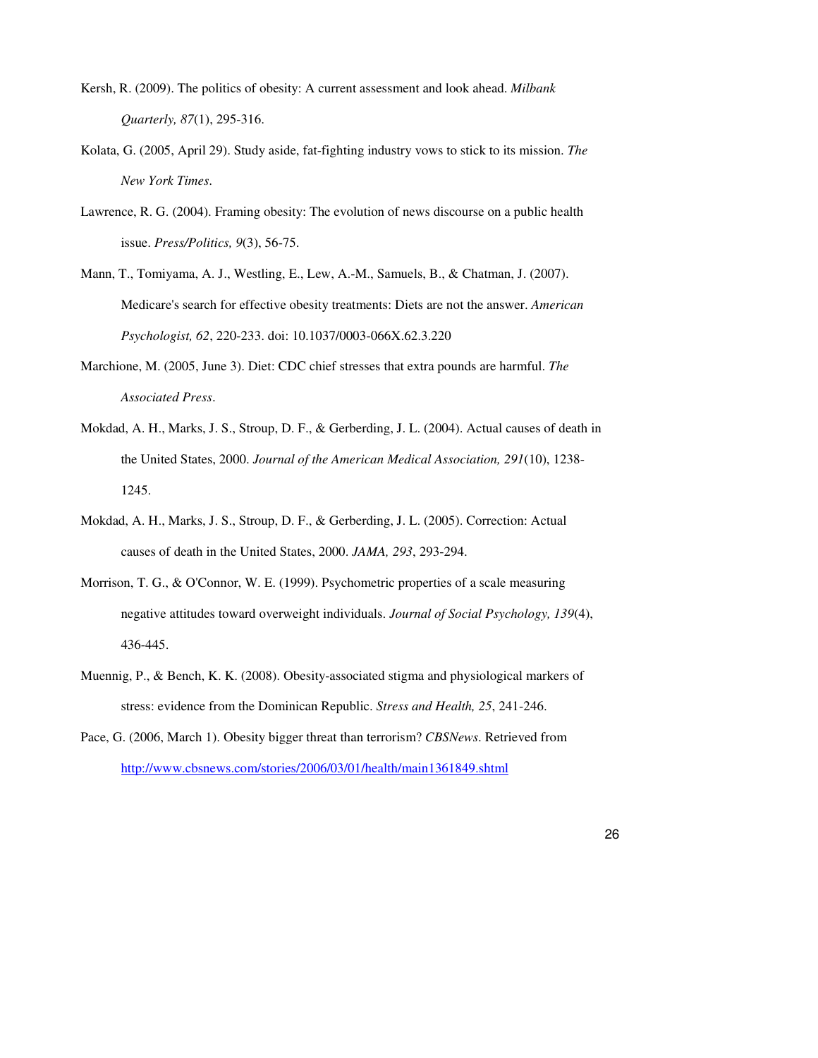Kersh, R. (2009). The politics of obesity: A current assessment and look ahead. *Milbank Quarterly, 87*(1), 295-316.

Kolata, G. (2005, April 29). Study aside, fat-fighting industry vows to stick to its mission. *The New York Times*.

Lawrence, R. G. (2004). Framing obesity: The evolution of news discourse on a public health issue. *Press/Politics, 9*(3), 56-75.

Mann, T., Tomiyama, A. J., Westling, E., Lew, A.-M., Samuels, B., & Chatman, J. (2007). Medicare's search for effective obesity treatments: Diets are not the answer. *American Psychologist, 62*, 220-233. doi: 10.1037/0003-066X.62.3.220

Marchione, M. (2005, June 3). Diet: CDC chief stresses that extra pounds are harmful. *The Associated Press*.

Mokdad, A. H., Marks, J. S., Stroup, D. F., & Gerberding, J. L. (2004). Actual causes of death in the United States, 2000. *Journal of the American Medical Association, 291*(10), 1238-1245.

Mokdad, A. H., Marks, J. S., Stroup, D. F., & Gerberding, J. L. (2005). Correction: Actual causes of death in the United States, 2000. *JAMA, 293*, 293-294.

Morrison, T. G., & O'Connor, W. E. (1999). Psychometric properties of a scale measuring negative attitudes toward overweight individuals. *Journal of Social Psychology, 139*(4), 436-445.

Muennig, P., & Bench, K. K. (2008). Obesity-associated stigma and physiological markers of stress: evidence from the Dominican Republic. *Stress and Health, 25*, 241-246.

Pace, G. (2006, March 1). Obesity bigger threat than terrorism? *CBSNews*. Retrieved from http://www.cbsnews.com/stories/2006/03/01/health/main1361849.shtml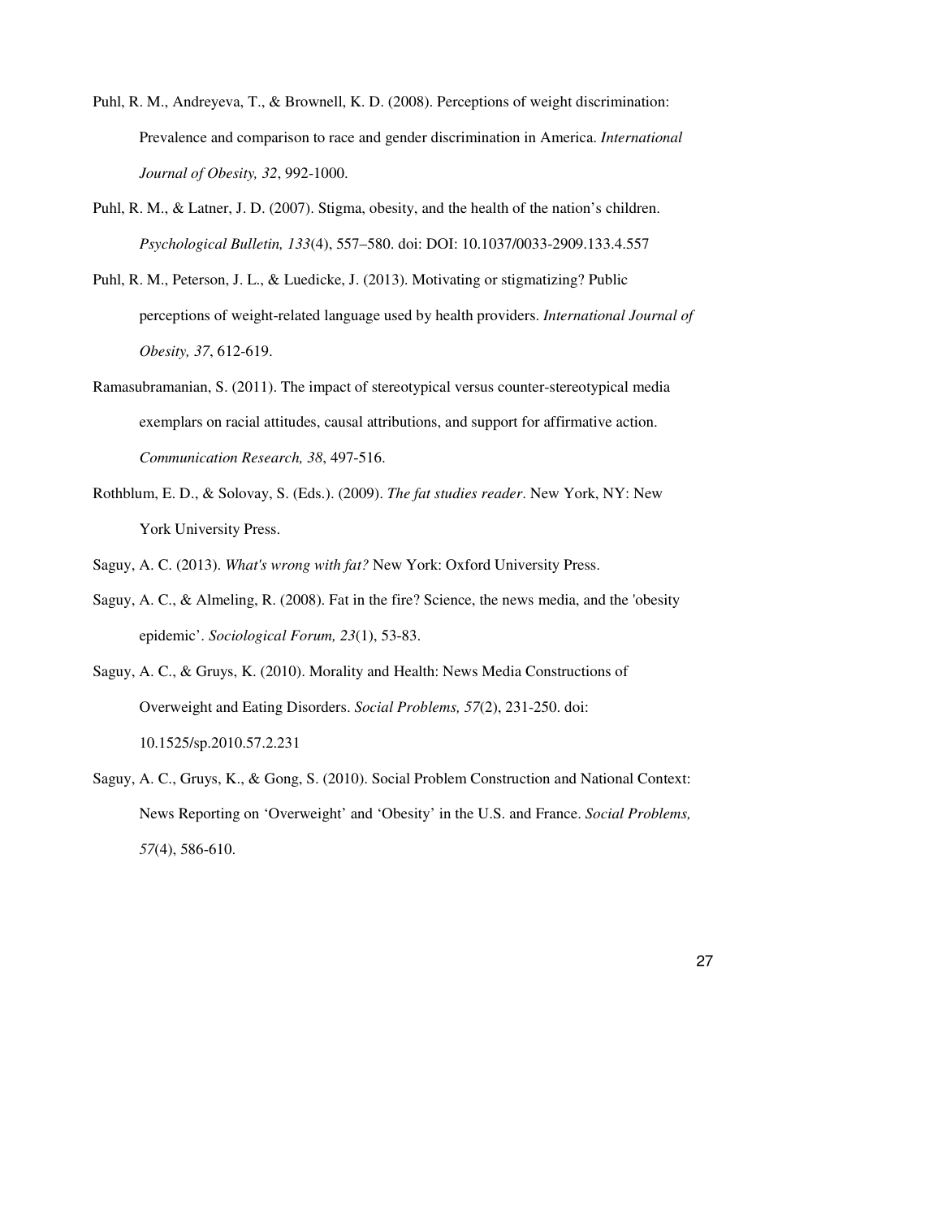Puhl, R. M., Andreyeva, T., & Brownell, K. D. (2008). Perceptions of weight discrimination: Prevalence and comparison to race and gender discrimination in America. *International Journal of Obesity, 32*, 992-1000.

Puhl, R. M., & Latner, J. D. (2007). Stigma, obesity, and the health of the nation's children. *Psychological Bulletin, 133*(4), 557–580. doi: DOI: 10.1037/0033-2909.133.4.557

Puhl, R. M., Peterson, J. L., & Luedicke, J. (2013). Motivating or stigmatizing? Public perceptions of weight-related language used by health providers. *International Journal of Obesity, 37*, 612-619.

Ramasubramanian, S. (2011). The impact of stereotypical versus counter-stereotypical media exemplars on racial attitudes, causal attributions, and support for affirmative action. *Communication Research, 38*, 497-516.

Rothblum, E. D., & Solovay, S. (Eds.). (2009). *The fat studies reader*. New York, NY: New York University Press.

Saguy, A. C. (2013). *What's wrong with fat?* New York: Oxford University Press.

Saguy, A. C., & Almeling, R. (2008). Fat in the fire? Science, the news media, and the 'obesity epidemic'. *Sociological Forum, 23*(1), 53-83.

Saguy, A. C., & Gruys, K. (2010). Morality and Health: News Media Constructions of Overweight and Eating Disorders. *Social Problems, 57*(2), 231-250. doi: 10.1525/sp.2010.57.2.231

Saguy, A. C., Gruys, K., & Gong, S. (2010). Social Problem Construction and National Context: News Reporting on 'Overweight' and 'Obesity' in the U.S. and France. *Social Problems, 57*(4), 586-610.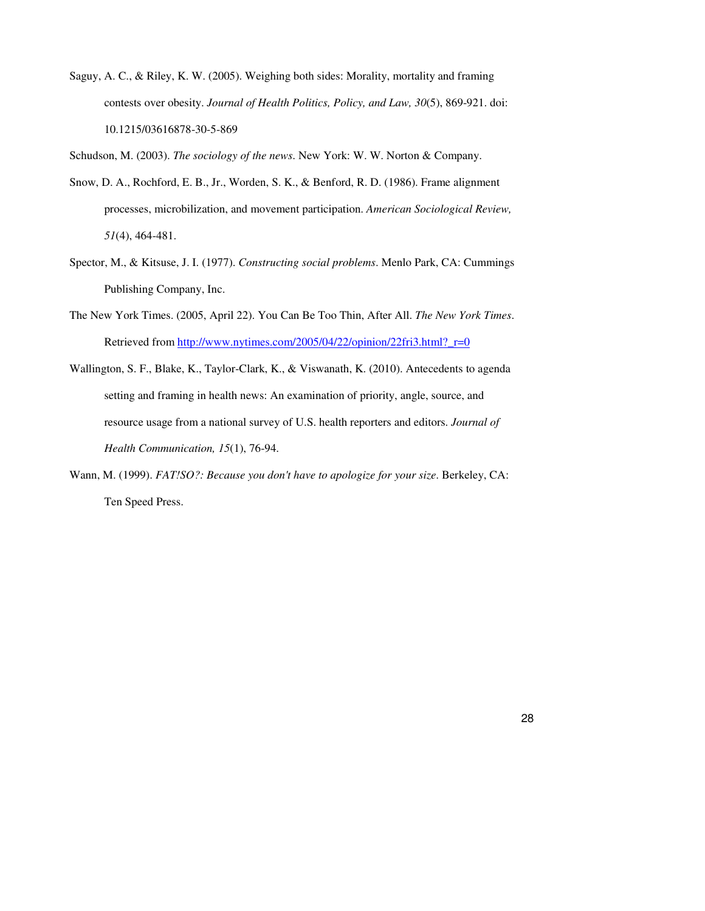Saguy, A. C., & Riley, K. W. (2005). Weighing both sides: Morality, mortality and framing contests over obesity. *Journal of Health Politics, Policy, and Law, 30*(5), 869-921. doi: 10.1215/03616878-30-5-869

Schudson, M. (2003). *The sociology of the news*. New York: W. W. Norton & Company.

Snow, D. A., Rochford, E. B., Jr., Worden, S. K., & Benford, R. D. (1986). Frame alignment processes, microbilization, and movement participation. *American Sociological Review, 51*(4), 464-481.

Spector, M., & Kitsuse, J. I. (1977). *Constructing social problems*. Menlo Park, CA: Cummings Publishing Company, Inc.

The New York Times. (2005, April 22). You Can Be Too Thin, After All. *The New York Times*. Retrieved from http://www.nytimes.com/2005/04/22/opinion/22fri3.html?_r=0

Wallington, S. F., Blake, K., Taylor-Clark, K., & Viswanath, K. (2010). Antecedents to agenda setting and framing in health news: An examination of priority, angle, source, and resource usage from a national survey of U.S. health reporters and editors. *Journal of Health Communication, 15*(1), 76-94.

Wann, M. (1999). *FAT!SO?: Because you don't have to apologize for your size*. Berkeley, CA: Ten Speed Press.